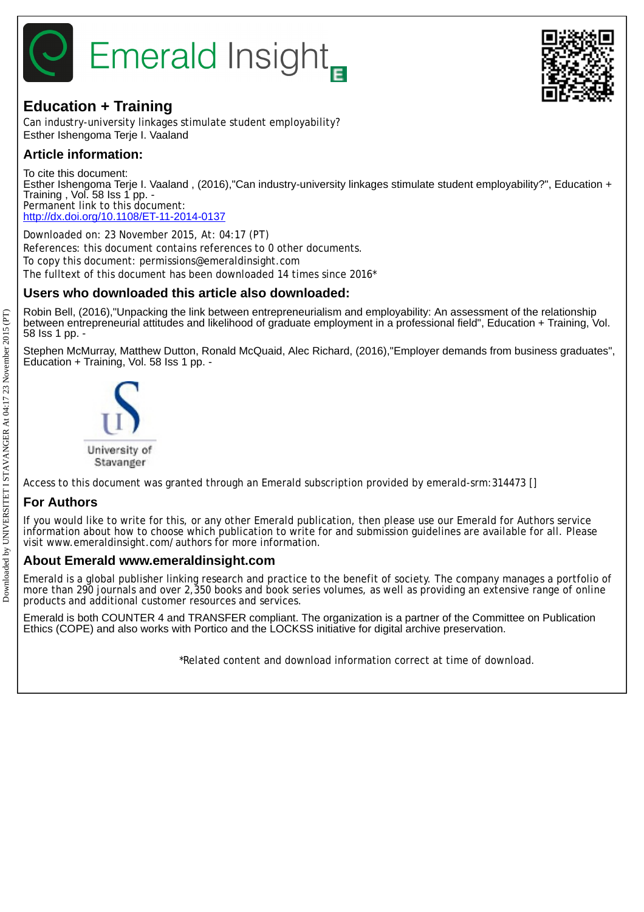# Education + Training

Can industry-university linkages stimulate student employability?
Esther Ishengoma Terje I. Vaaland

## Article information:

To cite this document:
Esther Ishengoma Terje I. Vaaland , (2016),"Can industry-university linkages stimulate student employability?", Education + Training , Vol. 58 Iss 1 pp. -
Permanent link to this document:
http://dx.doi.org/10.1108/ET-11-2014-0137

Downloaded on: 23 November 2015, At: 04:17 (PT)
References: this document contains references to 0 other documents.
To copy this document: permissions@emeraldinsight.com
The fulltext of this document has been downloaded 14 times since 2016*

## Users who downloaded this article also downloaded:

Robin Bell, (2016),"Unpacking the link between entrepreneurialism and employability: An assessment of the relationship between entrepreneurial attitudes and likelihood of graduate employment in a professional field", Education + Training, Vol. 58 Iss 1 pp. -

Stephen McMurray, Matthew Dutton, Ronald McQuaid, Alec Richard, (2016),"Employer demands from business graduates", Education + Training, Vol. 58 Iss 1 pp. -

University of Stavanger

Access to this document was granted through an Emerald subscription provided by emerald-srm:314473 []

## For Authors

If you would like to write for this, or any other Emerald publication, then please use our Emerald for Authors service information about how to choose which publication to write for and submission guidelines are available for all. Please visit www.emeraldinsight.com/authors for more information.

## About Emerald www.emeraldinsight.com

Emerald is a global publisher linking research and practice to the benefit of society. The company manages a portfolio of more than 290 journals and over 2,350 books and book series volumes, as well as providing an extensive range of online products and additional customer resources and services.

Emerald is both COUNTER 4 and TRANSFER compliant. The organization is a partner of the Committee on Publication Ethics (COPE) and also works with Portico and the LOCKSS initiative for digital archive preservation.

*Related content and download information correct at time of download.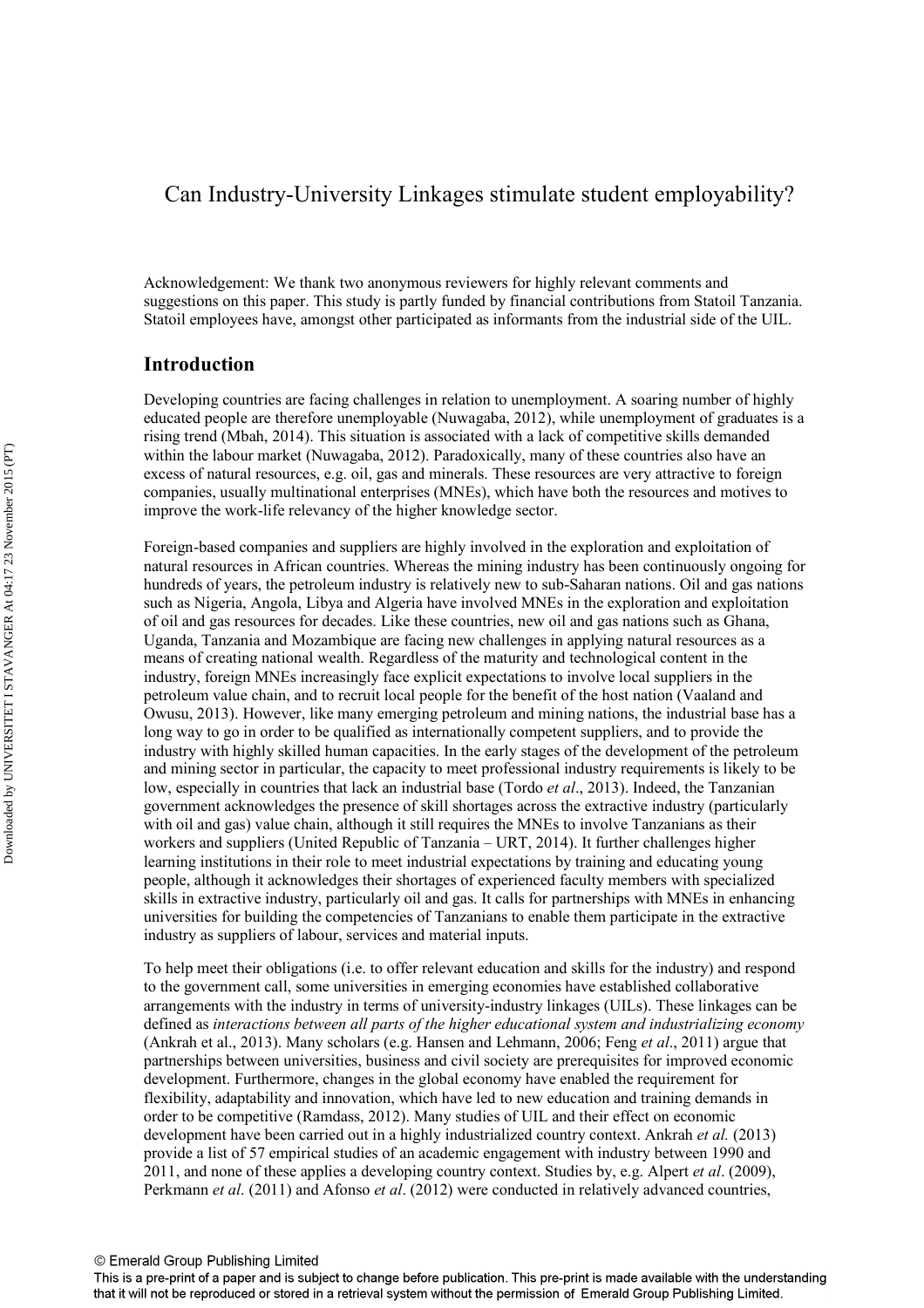Can Industry-University Linkages stimulate student employability?

Acknowledgement: We thank two anonymous reviewers for highly relevant comments and suggestions on this paper. This study is partly funded by financial contributions from Statoil Tanzania. Statoil employees have, amongst other participated as informants from the industrial side of the UIL.

## Introduction

Developing countries are facing challenges in relation to unemployment. A soaring number of highly educated people are therefore unemployable (Nuwagaba, 2012), while unemployment of graduates is a rising trend (Mbah, 2014). This situation is associated with a lack of competitive skills demanded within the labour market (Nuwagaba, 2012). Paradoxically, many of these countries also have an excess of natural resources, e.g. oil, gas and minerals. These resources are very attractive to foreign companies, usually multinational enterprises (MNEs), which have both the resources and motives to improve the work-life relevancy of the higher knowledge sector.

Foreign-based companies and suppliers are highly involved in the exploration and exploitation of natural resources in African countries. Whereas the mining industry has been continuously ongoing for hundreds of years, the petroleum industry is relatively new to sub-Saharan nations. Oil and gas nations such as Nigeria, Angola, Libya and Algeria have involved MNEs in the exploration and exploitation of oil and gas resources for decades. Like these countries, new oil and gas nations such as Ghana, Uganda, Tanzania and Mozambique are facing new challenges in applying natural resources as a means of creating national wealth. Regardless of the maturity and technological content in the industry, foreign MNEs increasingly face explicit expectations to involve local suppliers in the petroleum value chain, and to recruit local people for the benefit of the host nation (Vaaland and Owusu, 2013). However, like many emerging petroleum and mining nations, the industrial base has a long way to go in order to be qualified as internationally competent suppliers, and to provide the industry with highly skilled human capacities. In the early stages of the development of the petroleum and mining sector in particular, the capacity to meet professional industry requirements is likely to be low, especially in countries that lack an industrial base (Tordo *et al*., 2013). Indeed, the Tanzanian government acknowledges the presence of skill shortages across the extractive industry (particularly with oil and gas) value chain, although it still requires the MNEs to involve Tanzanians as their workers and suppliers (United Republic of Tanzania – URT, 2014). It further challenges higher learning institutions in their role to meet industrial expectations by training and educating young people, although it acknowledges their shortages of experienced faculty members with specialized skills in extractive industry, particularly oil and gas. It calls for partnerships with MNEs in enhancing universities for building the competencies of Tanzanians to enable them participate in the extractive industry as suppliers of labour, services and material inputs.

To help meet their obligations (i.e. to offer relevant education and skills for the industry) and respond to the government call, some universities in emerging economies have established collaborative arrangements with the industry in terms of university-industry linkages (UILs). These linkages can be defined as *interactions between all parts of the higher educational system and industrializing economy* (Ankrah et al., 2013). Many scholars (e.g. Hansen and Lehmann, 2006; Feng *et al*., 2011) argue that partnerships between universities, business and civil society are prerequisites for improved economic development. Furthermore, changes in the global economy have enabled the requirement for flexibility, adaptability and innovation, which have led to new education and training demands in order to be competitive (Ramdass, 2012). Many studies of UIL and their effect on economic development have been carried out in a highly industrialized country context. Ankrah *et al.* (2013) provide a list of 57 empirical studies of an academic engagement with industry between 1990 and 2011, and none of these applies a developing country context. Studies by, e.g. Alpert *et al*. (2009), Perkmann *et al*. (2011) and Afonso *et al*. (2012) were conducted in relatively advanced countries,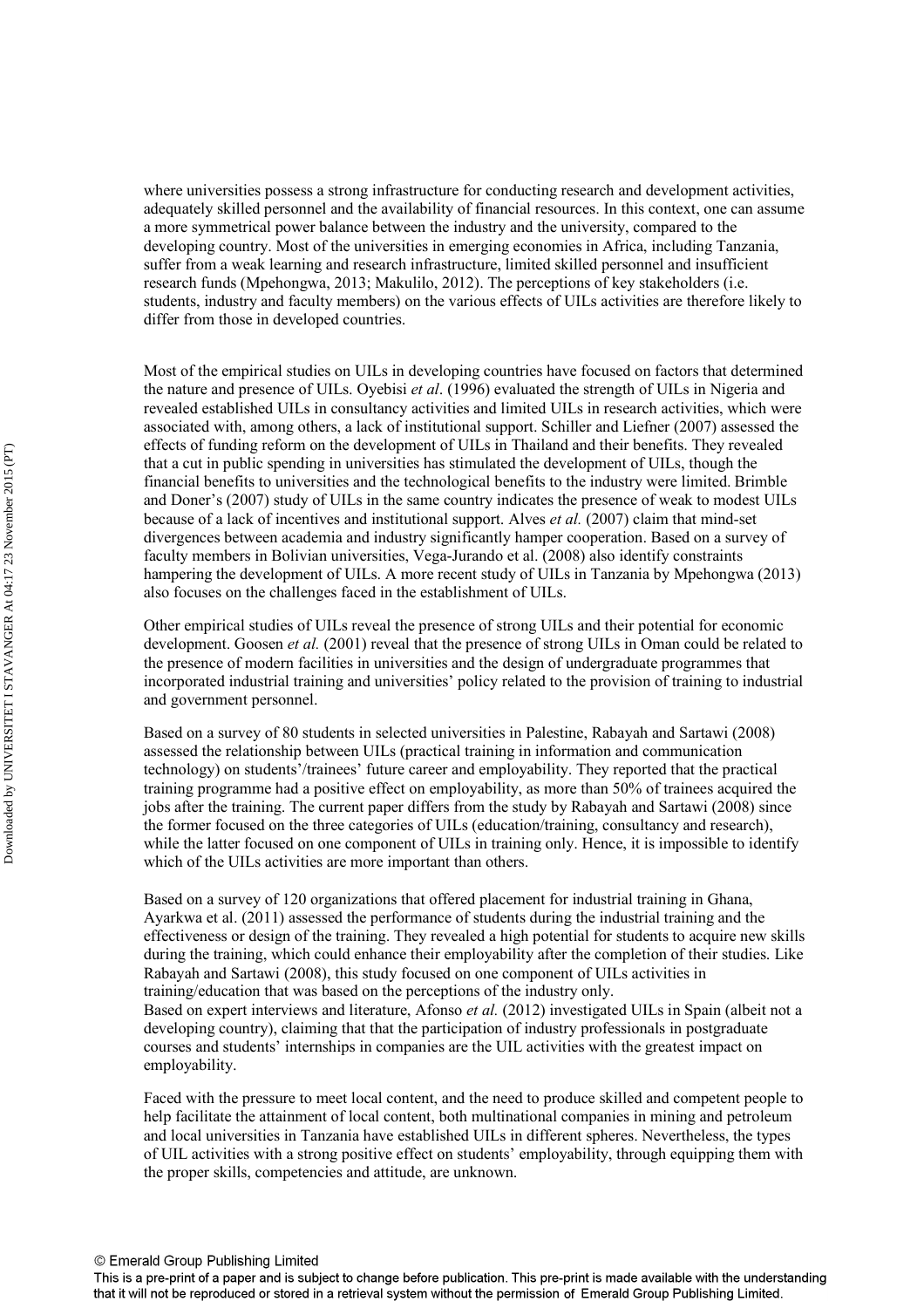where universities possess a strong infrastructure for conducting research and development activities, adequately skilled personnel and the availability of financial resources. In this context, one can assume a more symmetrical power balance between the industry and the university, compared to the developing country. Most of the universities in emerging economies in Africa, including Tanzania, suffer from a weak learning and research infrastructure, limited skilled personnel and insufficient research funds (Mpehongwa, 2013; Makulilo, 2012). The perceptions of key stakeholders (i.e. students, industry and faculty members) on the various effects of UILs activities are therefore likely to differ from those in developed countries.

Most of the empirical studies on UILs in developing countries have focused on factors that determined the nature and presence of UILs. Oyebisi *et al*. (1996) evaluated the strength of UILs in Nigeria and revealed established UILs in consultancy activities and limited UILs in research activities, which were associated with, among others, a lack of institutional support. Schiller and Liefner (2007) assessed the effects of funding reform on the development of UILs in Thailand and their benefits. They revealed that a cut in public spending in universities has stimulated the development of UILs, though the financial benefits to universities and the technological benefits to the industry were limited. Brimble and Doner's (2007) study of UILs in the same country indicates the presence of weak to modest UILs because of a lack of incentives and institutional support. Alves *et al.* (2007) claim that mind-set divergences between academia and industry significantly hamper cooperation. Based on a survey of faculty members in Bolivian universities, Vega-Jurando et al. (2008) also identify constraints hampering the development of UILs. A more recent study of UILs in Tanzania by Mpehongwa (2013) also focuses on the challenges faced in the establishment of UILs.

Other empirical studies of UILs reveal the presence of strong UILs and their potential for economic development. Goosen *et al.* (2001) reveal that the presence of strong UILs in Oman could be related to the presence of modern facilities in universities and the design of undergraduate programmes that incorporated industrial training and universities' policy related to the provision of training to industrial and government personnel.

Based on a survey of 80 students in selected universities in Palestine, Rabayah and Sartawi (2008) assessed the relationship between UILs (practical training in information and communication technology) on students'/trainees' future career and employability. They reported that the practical training programme had a positive effect on employability, as more than 50% of trainees acquired the jobs after the training. The current paper differs from the study by Rabayah and Sartawi (2008) since the former focused on the three categories of UILs (education/training, consultancy and research), while the latter focused on one component of UILs in training only. Hence, it is impossible to identify which of the UILs activities are more important than others.

Based on a survey of 120 organizations that offered placement for industrial training in Ghana, Ayarkwa et al. (2011) assessed the performance of students during the industrial training and the effectiveness or design of the training. They revealed a high potential for students to acquire new skills during the training, which could enhance their employability after the completion of their studies. Like Rabayah and Sartawi (2008), this study focused on one component of UILs activities in training/education that was based on the perceptions of the industry only.
Based on expert interviews and literature, Afonso *et al.* (2012) investigated UILs in Spain (albeit not a developing country), claiming that that the participation of industry professionals in postgraduate courses and students' internships in companies are the UIL activities with the greatest impact on employability.

Faced with the pressure to meet local content, and the need to produce skilled and competent people to help facilitate the attainment of local content, both multinational companies in mining and petroleum and local universities in Tanzania have established UILs in different spheres. Nevertheless, the types of UIL activities with a strong positive effect on students' employability, through equipping them with the proper skills, competencies and attitude, are unknown.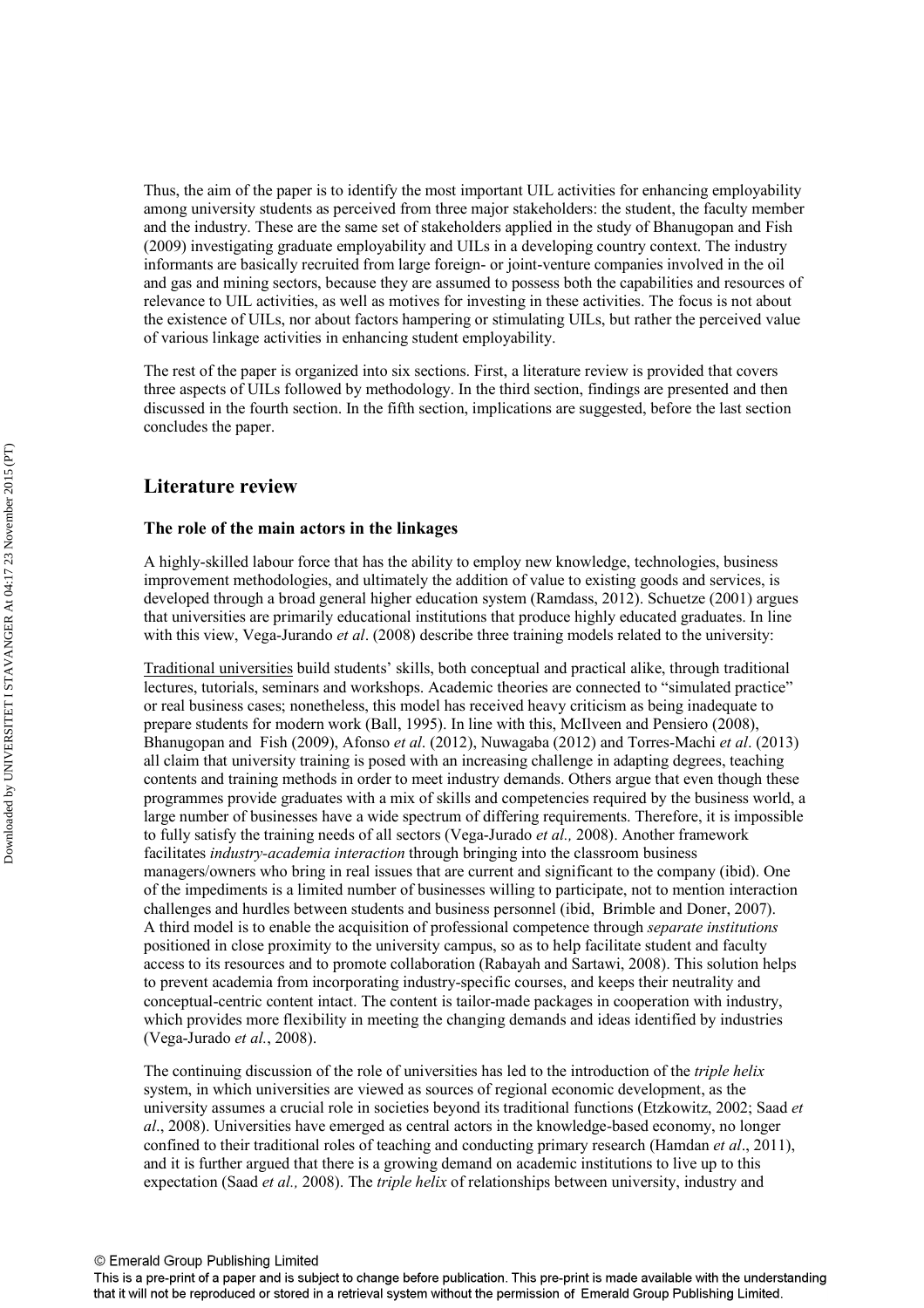Thus, the aim of the paper is to identify the most important UIL activities for enhancing employability among university students as perceived from three major stakeholders: the student, the faculty member and the industry. These are the same set of stakeholders applied in the study of Bhanugopan and Fish (2009) investigating graduate employability and UILs in a developing country context. The industry informants are basically recruited from large foreign- or joint-venture companies involved in the oil and gas and mining sectors, because they are assumed to possess both the capabilities and resources of relevance to UIL activities, as well as motives for investing in these activities. The focus is not about the existence of UILs, nor about factors hampering or stimulating UILs, but rather the perceived value of various linkage activities in enhancing student employability.

The rest of the paper is organized into six sections. First, a literature review is provided that covers three aspects of UILs followed by methodology. In the third section, findings are presented and then discussed in the fourth section. In the fifth section, implications are suggested, before the last section concludes the paper.

## Literature review

### The role of the main actors in the linkages

A highly-skilled labour force that has the ability to employ new knowledge, technologies, business improvement methodologies, and ultimately the addition of value to existing goods and services, is developed through a broad general higher education system (Ramdass, 2012). Schuetze (2001) argues that universities are primarily educational institutions that produce highly educated graduates. In line with this view, Vega-Jurando *et al*. (2008) describe three training models related to the university:

Traditional universities build students' skills, both conceptual and practical alike, through traditional lectures, tutorials, seminars and workshops. Academic theories are connected to "simulated practice" or real business cases; nonetheless, this model has received heavy criticism as being inadequate to prepare students for modern work (Ball, 1995). In line with this, McIlveen and Pensiero (2008), Bhanugopan and Fish (2009), Afonso *et al*. (2012), Nuwagaba (2012) and Torres-Machi *et al*. (2013) all claim that university training is posed with an increasing challenge in adapting degrees, teaching contents and training methods in order to meet industry demands. Others argue that even though these programmes provide graduates with a mix of skills and competencies required by the business world, a large number of businesses have a wide spectrum of differing requirements. Therefore, it is impossible to fully satisfy the training needs of all sectors (Vega-Jurado *et al.,* 2008). Another framework facilitates *industry-academia interaction* through bringing into the classroom business managers/owners who bring in real issues that are current and significant to the company (ibid). One of the impediments is a limited number of businesses willing to participate, not to mention interaction challenges and hurdles between students and business personnel (ibid, Brimble and Doner, 2007). A third model is to enable the acquisition of professional competence through *separate institutions* positioned in close proximity to the university campus, so as to help facilitate student and faculty access to its resources and to promote collaboration (Rabayah and Sartawi, 2008). This solution helps to prevent academia from incorporating industry-specific courses, and keeps their neutrality and conceptual-centric content intact. The content is tailor-made packages in cooperation with industry, which provides more flexibility in meeting the changing demands and ideas identified by industries (Vega-Jurado *et al.*, 2008).

The continuing discussion of the role of universities has led to the introduction of the *triple helix* system, in which universities are viewed as sources of regional economic development, as the university assumes a crucial role in societies beyond its traditional functions (Etzkowitz, 2002; Saad *et al*., 2008). Universities have emerged as central actors in the knowledge-based economy, no longer confined to their traditional roles of teaching and conducting primary research (Hamdan *et al*., 2011), and it is further argued that there is a growing demand on academic institutions to live up to this expectation (Saad *et al.,* 2008). The *triple helix* of relationships between university, industry and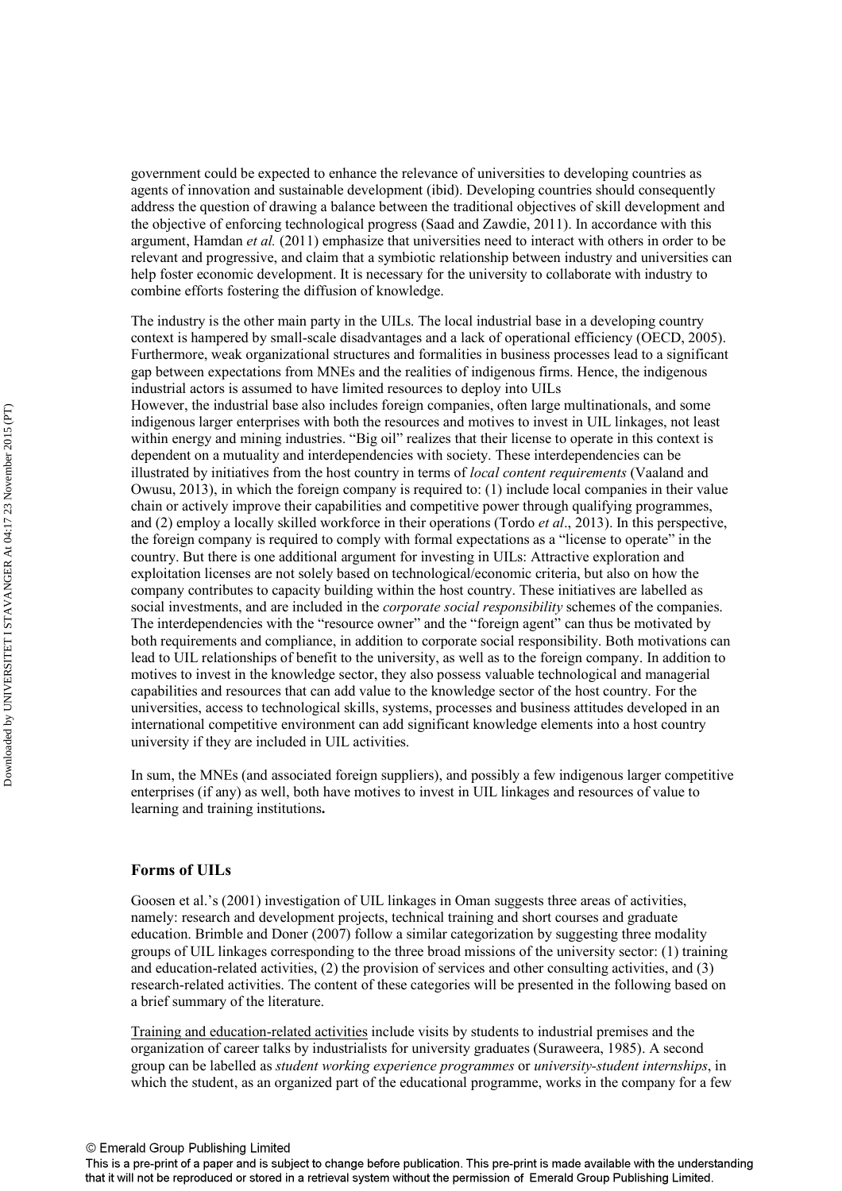government could be expected to enhance the relevance of universities to developing countries as agents of innovation and sustainable development (ibid). Developing countries should consequently address the question of drawing a balance between the traditional objectives of skill development and the objective of enforcing technological progress (Saad and Zawdie, 2011). In accordance with this argument, Hamdan *et al.* (2011) emphasize that universities need to interact with others in order to be relevant and progressive, and claim that a symbiotic relationship between industry and universities can help foster economic development. It is necessary for the university to collaborate with industry to combine efforts fostering the diffusion of knowledge.

The industry is the other main party in the UILs. The local industrial base in a developing country context is hampered by small-scale disadvantages and a lack of operational efficiency (OECD, 2005). Furthermore, weak organizational structures and formalities in business processes lead to a significant gap between expectations from MNEs and the realities of indigenous firms. Hence, the indigenous industrial actors is assumed to have limited resources to deploy into UILs

However, the industrial base also includes foreign companies, often large multinationals, and some indigenous larger enterprises with both the resources and motives to invest in UIL linkages, not least within energy and mining industries. "Big oil" realizes that their license to operate in this context is dependent on a mutuality and interdependencies with society. These interdependencies can be illustrated by initiatives from the host country in terms of *local content requirements* (Vaaland and Owusu, 2013), in which the foreign company is required to: (1) include local companies in their value chain or actively improve their capabilities and competitive power through qualifying programmes, and (2) employ a locally skilled workforce in their operations (Tordo *et al*., 2013). In this perspective, the foreign company is required to comply with formal expectations as a "license to operate" in the country. But there is one additional argument for investing in UILs: Attractive exploration and exploitation licenses are not solely based on technological/economic criteria, but also on how the company contributes to capacity building within the host country. These initiatives are labelled as social investments, and are included in the *corporate social responsibility* schemes of the companies. The interdependencies with the "resource owner" and the "foreign agent" can thus be motivated by both requirements and compliance, in addition to corporate social responsibility. Both motivations can lead to UIL relationships of benefit to the university, as well as to the foreign company. In addition to motives to invest in the knowledge sector, they also possess valuable technological and managerial capabilities and resources that can add value to the knowledge sector of the host country. For the universities, access to technological skills, systems, processes and business attitudes developed in an international competitive environment can add significant knowledge elements into a host country university if they are included in UIL activities.

In sum, the MNEs (and associated foreign suppliers), and possibly a few indigenous larger competitive enterprises (if any) as well, both have motives to invest in UIL linkages and resources of value to learning and training institutions**.**

## Forms of UILs

Goosen et al.'s (2001) investigation of UIL linkages in Oman suggests three areas of activities, namely: research and development projects, technical training and short courses and graduate education. Brimble and Doner (2007) follow a similar categorization by suggesting three modality groups of UIL linkages corresponding to the three broad missions of the university sector: (1) training and education-related activities, (2) the provision of services and other consulting activities, and (3) research-related activities. The content of these categories will be presented in the following based on a brief summary of the literature.

Training and education-related activities include visits by students to industrial premises and the organization of career talks by industrialists for university graduates (Suraweera, 1985). A second group can be labelled as *student working experience programmes* or *university-student internships*, in which the student, as an organized part of the educational programme, works in the company for a few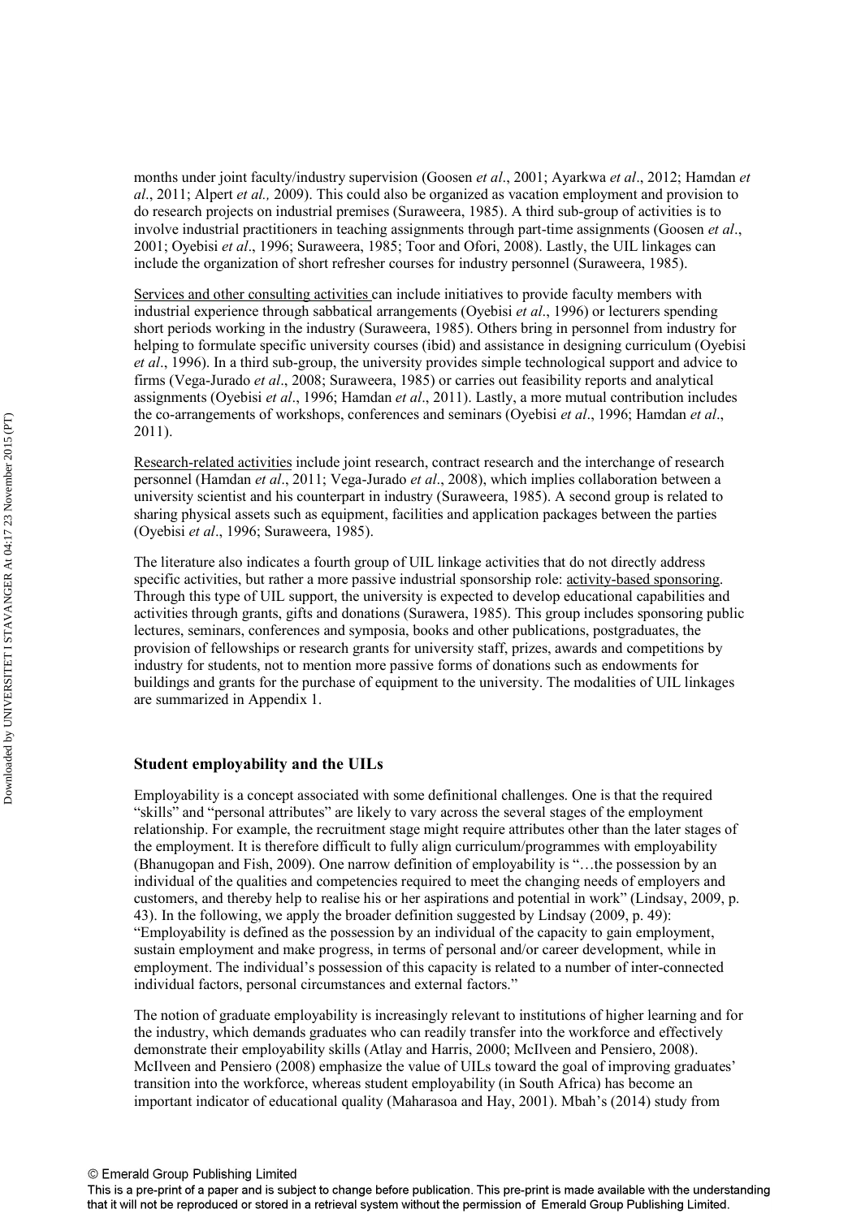months under joint faculty/industry supervision (Goosen *et al*., 2001; Ayarkwa *et al*., 2012; Hamdan *et al*., 2011; Alpert *et al.,* 2009). This could also be organized as vacation employment and provision to do research projects on industrial premises (Suraweera, 1985). A third sub-group of activities is to involve industrial practitioners in teaching assignments through part-time assignments (Goosen *et al*., 2001; Oyebisi *et al*., 1996; Suraweera, 1985; Toor and Ofori, 2008). Lastly, the UIL linkages can include the organization of short refresher courses for industry personnel (Suraweera, 1985).

Services and other consulting activities can include initiatives to provide faculty members with industrial experience through sabbatical arrangements (Oyebisi *et al*., 1996) or lecturers spending short periods working in the industry (Suraweera, 1985). Others bring in personnel from industry for helping to formulate specific university courses (ibid) and assistance in designing curriculum (Oyebisi *et al*., 1996). In a third sub-group, the university provides simple technological support and advice to firms (Vega-Jurado *et al*., 2008; Suraweera, 1985) or carries out feasibility reports and analytical assignments (Oyebisi *et al*., 1996; Hamdan *et al*., 2011). Lastly, a more mutual contribution includes the co-arrangements of workshops, conferences and seminars (Oyebisi *et al*., 1996; Hamdan *et al*., 2011).

Research-related activities include joint research, contract research and the interchange of research personnel (Hamdan *et al*., 2011; Vega-Jurado *et al*., 2008), which implies collaboration between a university scientist and his counterpart in industry (Suraweera, 1985). A second group is related to sharing physical assets such as equipment, facilities and application packages between the parties (Oyebisi *et al*., 1996; Suraweera, 1985).

The literature also indicates a fourth group of UIL linkage activities that do not directly address specific activities, but rather a more passive industrial sponsorship role: activity-based sponsoring. Through this type of UIL support, the university is expected to develop educational capabilities and activities through grants, gifts and donations (Surawera, 1985). This group includes sponsoring public lectures, seminars, conferences and symposia, books and other publications, postgraduates, the provision of fellowships or research grants for university staff, prizes, awards and competitions by industry for students, not to mention more passive forms of donations such as endowments for buildings and grants for the purchase of equipment to the university. The modalities of UIL linkages are summarized in Appendix 1.

### Student employability and the UILs

Employability is a concept associated with some definitional challenges. One is that the required "skills" and "personal attributes" are likely to vary across the several stages of the employment relationship. For example, the recruitment stage might require attributes other than the later stages of the employment. It is therefore difficult to fully align curriculum/programmes with employability (Bhanugopan and Fish, 2009). One narrow definition of employability is "…the possession by an individual of the qualities and competencies required to meet the changing needs of employers and customers, and thereby help to realise his or her aspirations and potential in work" (Lindsay, 2009, p. 43). In the following, we apply the broader definition suggested by Lindsay (2009, p. 49): "Employability is defined as the possession by an individual of the capacity to gain employment, sustain employment and make progress, in terms of personal and/or career development, while in employment. The individual's possession of this capacity is related to a number of inter-connected individual factors, personal circumstances and external factors."

The notion of graduate employability is increasingly relevant to institutions of higher learning and for the industry, which demands graduates who can readily transfer into the workforce and effectively demonstrate their employability skills (Atlay and Harris, 2000; McIlveen and Pensiero, 2008). McIlveen and Pensiero (2008) emphasize the value of UILs toward the goal of improving graduates' transition into the workforce, whereas student employability (in South Africa) has become an important indicator of educational quality (Maharasoa and Hay, 2001). Mbah's (2014) study from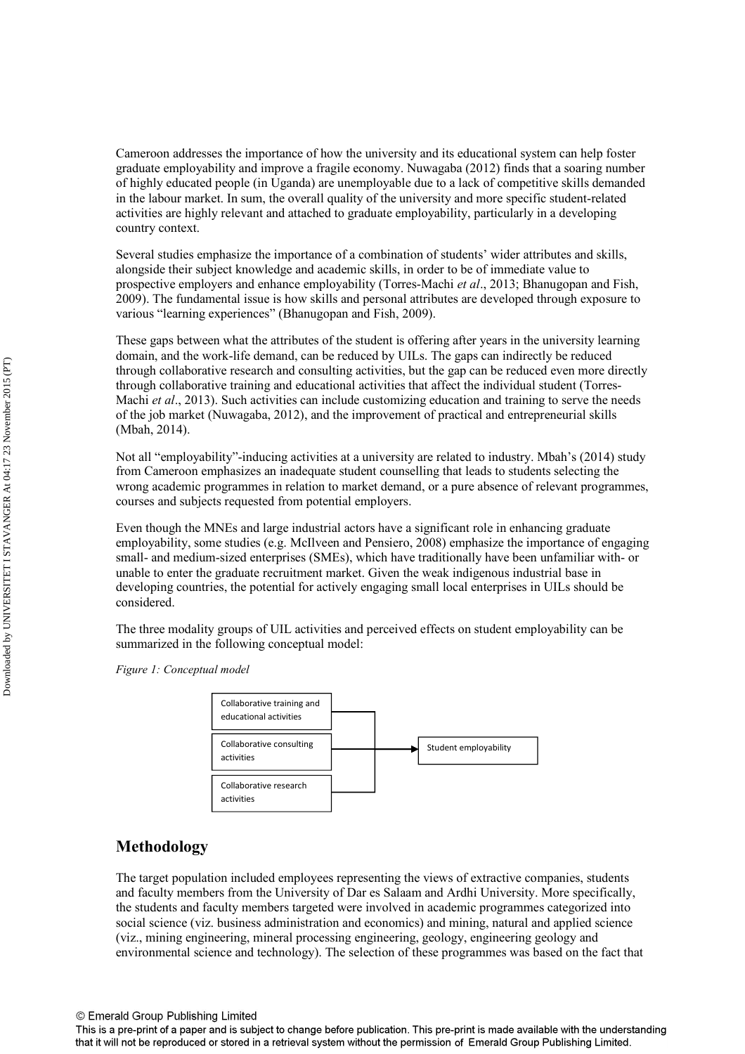Cameroon addresses the importance of how the university and its educational system can help foster graduate employability and improve a fragile economy. Nuwagaba (2012) finds that a soaring number of highly educated people (in Uganda) are unemployable due to a lack of competitive skills demanded in the labour market. In sum, the overall quality of the university and more specific student-related activities are highly relevant and attached to graduate employability, particularly in a developing country context.

Several studies emphasize the importance of a combination of students' wider attributes and skills, alongside their subject knowledge and academic skills, in order to be of immediate value to prospective employers and enhance employability (Torres-Machi *et al*., 2013; Bhanugopan and Fish, 2009). The fundamental issue is how skills and personal attributes are developed through exposure to various "learning experiences" (Bhanugopan and Fish, 2009).

These gaps between what the attributes of the student is offering after years in the university learning domain, and the work-life demand, can be reduced by UILs. The gaps can indirectly be reduced through collaborative research and consulting activities, but the gap can be reduced even more directly through collaborative training and educational activities that affect the individual student (Torres-Machi *et al*., 2013). Such activities can include customizing education and training to serve the needs of the job market (Nuwagaba, 2012), and the improvement of practical and entrepreneurial skills (Mbah, 2014).

Not all "employability"-inducing activities at a university are related to industry. Mbah's (2014) study from Cameroon emphasizes an inadequate student counselling that leads to students selecting the wrong academic programmes in relation to market demand, or a pure absence of relevant programmes, courses and subjects requested from potential employers.

Even though the MNEs and large industrial actors have a significant role in enhancing graduate employability, some studies (e.g. McIlveen and Pensiero, 2008) emphasize the importance of engaging small- and medium-sized enterprises (SMEs), which have traditionally have been unfamiliar with- or unable to enter the graduate recruitment market. Given the weak indigenous industrial base in developing countries, the potential for actively engaging small local enterprises in UILs should be considered.

The three modality groups of UIL activities and perceived effects on student employability can be summarized in the following conceptual model:

*Figure 1: Conceptual model*

Collaborative training and educational activities

Collaborative consulting activities

Collaborative research activities

Student employability

## Methodology

The target population included employees representing the views of extractive companies, students and faculty members from the University of Dar es Salaam and Ardhi University. More specifically, the students and faculty members targeted were involved in academic programmes categorized into social science (viz. business administration and economics) and mining, natural and applied science (viz., mining engineering, mineral processing engineering, geology, engineering geology and environmental science and technology). The selection of these programmes was based on the fact that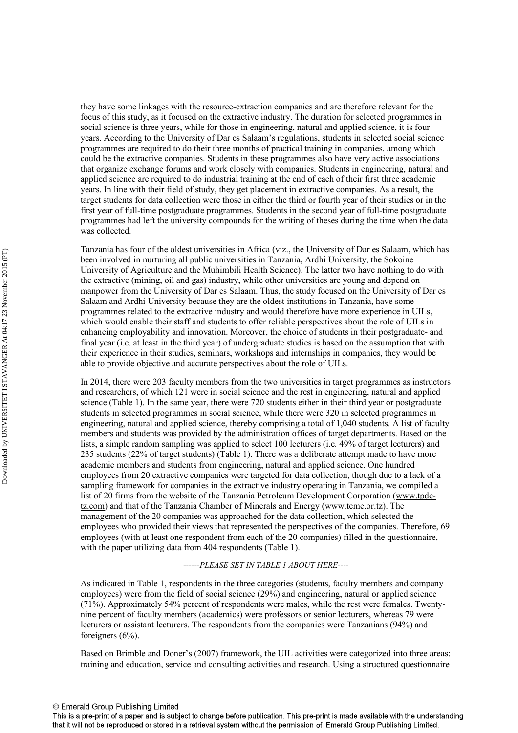they have some linkages with the resource-extraction companies and are therefore relevant for the focus of this study, as it focused on the extractive industry. The duration for selected programmes in social science is three years, while for those in engineering, natural and applied science, it is four years. According to the University of Dar es Salaam's regulations, students in selected social science programmes are required to do their three months of practical training in companies, among which could be the extractive companies. Students in these programmes also have very active associations that organize exchange forums and work closely with companies. Students in engineering, natural and applied science are required to do industrial training at the end of each of their first three academic years. In line with their field of study, they get placement in extractive companies. As a result, the target students for data collection were those in either the third or fourth year of their studies or in the first year of full-time postgraduate programmes. Students in the second year of full-time postgraduate programmes had left the university compounds for the writing of theses during the time when the data was collected.

Tanzania has four of the oldest universities in Africa (viz., the University of Dar es Salaam, which has been involved in nurturing all public universities in Tanzania, Ardhi University, the Sokoine University of Agriculture and the Muhimbili Health Science). The latter two have nothing to do with the extractive (mining, oil and gas) industry, while other universities are young and depend on manpower from the University of Dar es Salaam. Thus, the study focused on the University of Dar es Salaam and Ardhi University because they are the oldest institutions in Tanzania, have some programmes related to the extractive industry and would therefore have more experience in UILs, which would enable their staff and students to offer reliable perspectives about the role of UILs in enhancing employability and innovation. Moreover, the choice of students in their postgraduate- and final year (i.e. at least in the third year) of undergraduate studies is based on the assumption that with their experience in their studies, seminars, workshops and internships in companies, they would be able to provide objective and accurate perspectives about the role of UILs.

In 2014, there were 203 faculty members from the two universities in target programmes as instructors and researchers, of which 121 were in social science and the rest in engineering, natural and applied science (Table 1). In the same year, there were 720 students either in their third year or postgraduate students in selected programmes in social science, while there were 320 in selected programmes in engineering, natural and applied science, thereby comprising a total of 1,040 students. A list of faculty members and students was provided by the administration offices of target departments. Based on the lists, a simple random sampling was applied to select 100 lecturers (i.e. 49% of target lecturers) and 235 students (22% of target students) (Table 1). There was a deliberate attempt made to have more academic members and students from engineering, natural and applied science. One hundred employees from 20 extractive companies were targeted for data collection, though due to a lack of a sampling framework for companies in the extractive industry operating in Tanzania, we compiled a list of 20 firms from the website of the Tanzania Petroleum Development Corporation (www.tpdc-tz.com) and that of the Tanzania Chamber of Minerals and Energy (www.tcme.or.tz). The management of the 20 companies was approached for the data collection, which selected the employees who provided their views that represented the perspectives of the companies. Therefore, 69 employees (with at least one respondent from each of the 20 companies) filled in the questionnaire, with the paper utilizing data from 404 respondents (Table 1).

*------PLEASE SET IN TABLE 1 ABOUT HERE----*

As indicated in Table 1, respondents in the three categories (students, faculty members and company employees) were from the field of social science (29%) and engineering, natural or applied science (71%). Approximately 54% percent of respondents were males, while the rest were females. Twenty-nine percent of faculty members (academics) were professors or senior lecturers, whereas 79 were lecturers or assistant lecturers. The respondents from the companies were Tanzanians (94%) and foreigners (6%).

Based on Brimble and Doner's (2007) framework, the UIL activities were categorized into three areas: training and education, service and consulting activities and research. Using a structured questionnaire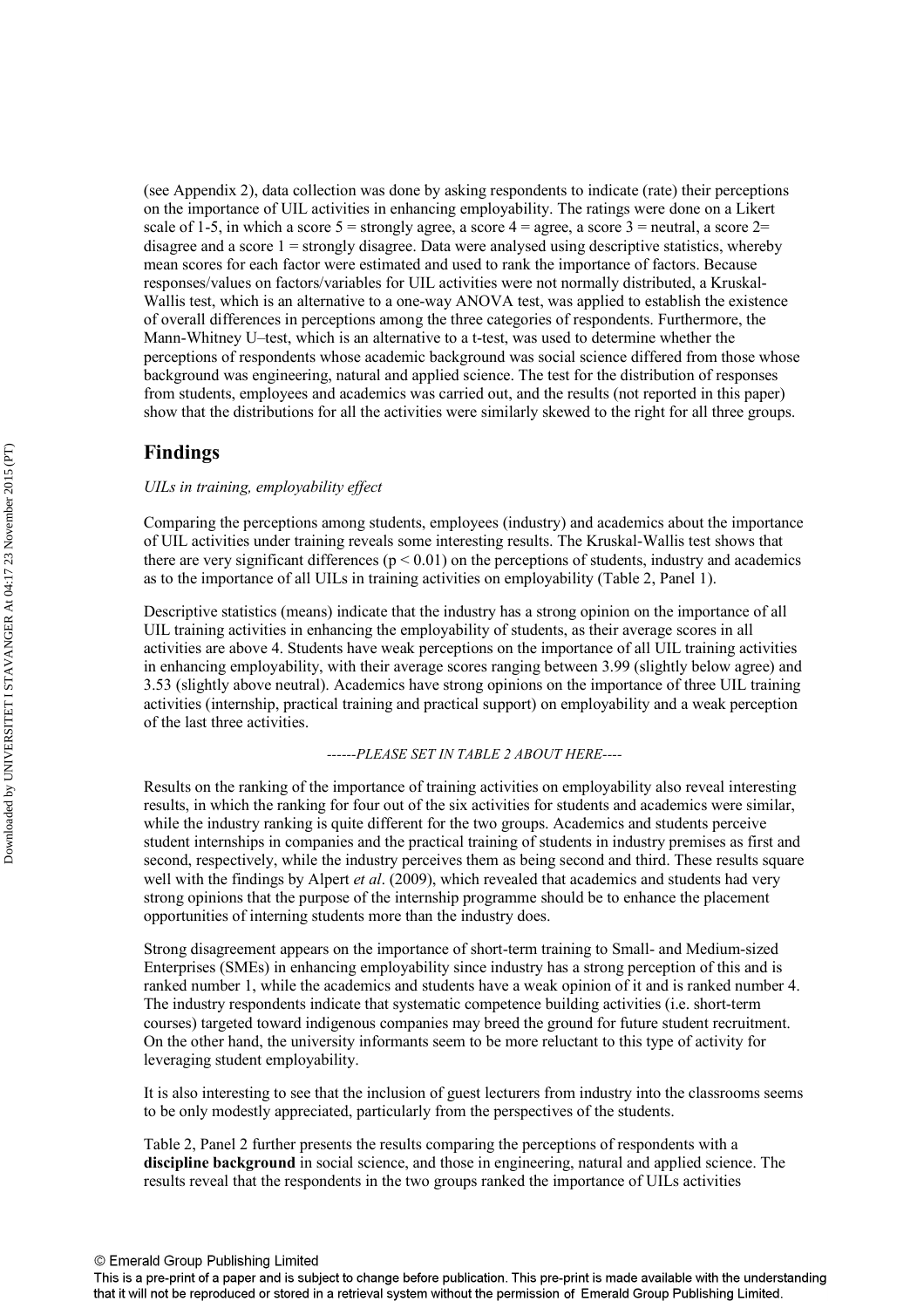(see Appendix 2), data collection was done by asking respondents to indicate (rate) their perceptions on the importance of UIL activities in enhancing employability. The ratings were done on a Likert scale of 1-5, in which a score 5 = strongly agree, a score 4 = agree, a score 3 = neutral, a score 2= disagree and a score 1 = strongly disagree. Data were analysed using descriptive statistics, whereby mean scores for each factor were estimated and used to rank the importance of factors. Because responses/values on factors/variables for UIL activities were not normally distributed, a Kruskal-Wallis test, which is an alternative to a one-way ANOVA test, was applied to establish the existence of overall differences in perceptions among the three categories of respondents. Furthermore, the Mann-Whitney U–test, which is an alternative to a t-test, was used to determine whether the perceptions of respondents whose academic background was social science differed from those whose background was engineering, natural and applied science. The test for the distribution of responses from students, employees and academics was carried out, and the results (not reported in this paper) show that the distributions for all the activities were similarly skewed to the right for all three groups.

## Findings

*UILs in training, employability effect*

Comparing the perceptions among students, employees (industry) and academics about the importance of UIL activities under training reveals some interesting results. The Kruskal-Wallis test shows that there are very significant differences ($p < 0.01$) on the perceptions of students, industry and academics as to the importance of all UILs in training activities on employability (Table 2, Panel 1).

Descriptive statistics (means) indicate that the industry has a strong opinion on the importance of all UIL training activities in enhancing the employability of students, as their average scores in all activities are above 4. Students have weak perceptions on the importance of all UIL training activities in enhancing employability, with their average scores ranging between 3.99 (slightly below agree) and 3.53 (slightly above neutral). Academics have strong opinions on the importance of three UIL training activities (internship, practical training and practical support) on employability and a weak perception of the last three activities.

*------PLEASE SET IN TABLE 2 ABOUT HERE----*

Results on the ranking of the importance of training activities on employability also reveal interesting results, in which the ranking for four out of the six activities for students and academics were similar, while the industry ranking is quite different for the two groups. Academics and students perceive student internships in companies and the practical training of students in industry premises as first and second, respectively, while the industry perceives them as being second and third. These results square well with the findings by Alpert *et al*. (2009), which revealed that academics and students had very strong opinions that the purpose of the internship programme should be to enhance the placement opportunities of interning students more than the industry does.

Strong disagreement appears on the importance of short-term training to Small- and Medium-sized Enterprises (SMEs) in enhancing employability since industry has a strong perception of this and is ranked number 1, while the academics and students have a weak opinion of it and is ranked number 4. The industry respondents indicate that systematic competence building activities (i.e. short-term courses) targeted toward indigenous companies may breed the ground for future student recruitment. On the other hand, the university informants seem to be more reluctant to this type of activity for leveraging student employability.

It is also interesting to see that the inclusion of guest lecturers from industry into the classrooms seems to be only modestly appreciated, particularly from the perspectives of the students.

Table 2, Panel 2 further presents the results comparing the perceptions of respondents with a **discipline background** in social science, and those in engineering, natural and applied science. The results reveal that the respondents in the two groups ranked the importance of UILs activities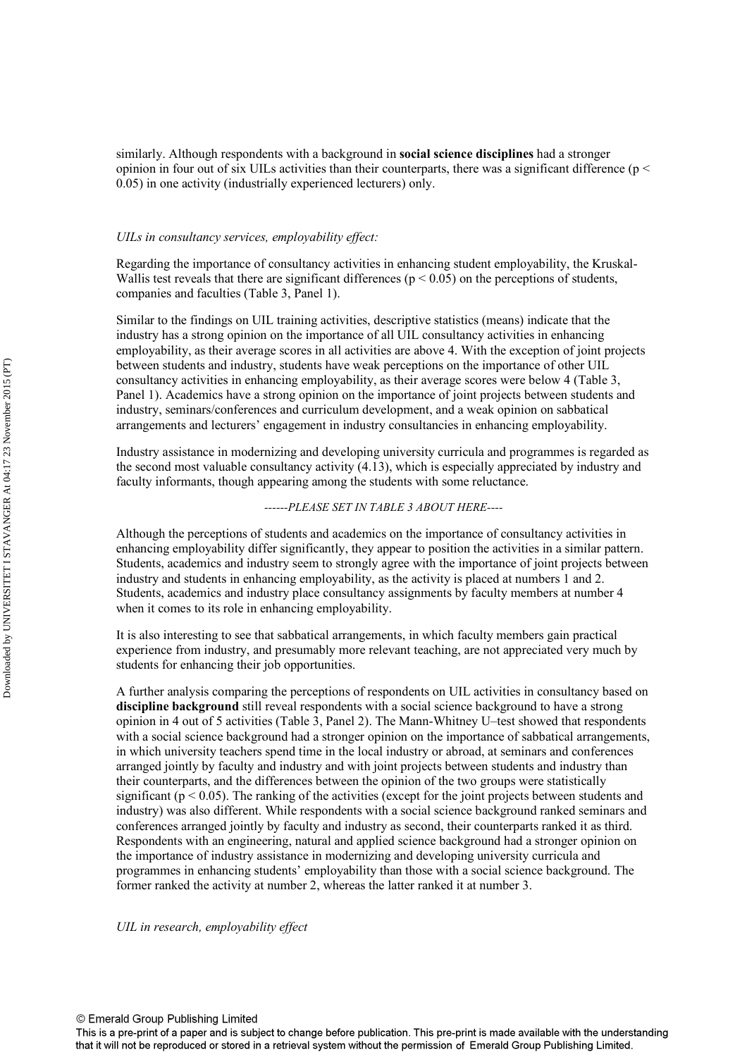similarly. Although respondents with a background in **social science disciplines** had a stronger opinion in four out of six UILs activities than their counterparts, there was a significant difference ($p < 0.05$) in one activity (industrially experienced lecturers) only.

*UILs in consultancy services, employability effect:*

Regarding the importance of consultancy activities in enhancing student employability, the Kruskal-Wallis test reveals that there are significant differences ($p < 0.05$) on the perceptions of students, companies and faculties (Table 3, Panel 1).

Similar to the findings on UIL training activities, descriptive statistics (means) indicate that the industry has a strong opinion on the importance of all UIL consultancy activities in enhancing employability, as their average scores in all activities are above 4. With the exception of joint projects between students and industry, students have weak perceptions on the importance of other UIL consultancy activities in enhancing employability, as their average scores were below 4 (Table 3, Panel 1). Academics have a strong opinion on the importance of joint projects between students and industry, seminars/conferences and curriculum development, and a weak opinion on sabbatical arrangements and lecturers' engagement in industry consultancies in enhancing employability.

Industry assistance in modernizing and developing university curricula and programmes is regarded as the second most valuable consultancy activity (4.13), which is especially appreciated by industry and faculty informants, though appearing among the students with some reluctance.

*------PLEASE SET IN TABLE 3 ABOUT HERE----*

Although the perceptions of students and academics on the importance of consultancy activities in enhancing employability differ significantly, they appear to position the activities in a similar pattern. Students, academics and industry seem to strongly agree with the importance of joint projects between industry and students in enhancing employability, as the activity is placed at numbers 1 and 2. Students, academics and industry place consultancy assignments by faculty members at number 4 when it comes to its role in enhancing employability.

It is also interesting to see that sabbatical arrangements, in which faculty members gain practical experience from industry, and presumably more relevant teaching, are not appreciated very much by students for enhancing their job opportunities.

A further analysis comparing the perceptions of respondents on UIL activities in consultancy based on **discipline background** still reveal respondents with a social science background to have a strong opinion in 4 out of 5 activities (Table 3, Panel 2). The Mann-Whitney U–test showed that respondents with a social science background had a stronger opinion on the importance of sabbatical arrangements, in which university teachers spend time in the local industry or abroad, at seminars and conferences arranged jointly by faculty and industry and with joint projects between students and industry than their counterparts, and the differences between the opinion of the two groups were statistically significant ($p < 0.05$). The ranking of the activities (except for the joint projects between students and industry) was also different. While respondents with a social science background ranked seminars and conferences arranged jointly by faculty and industry as second, their counterparts ranked it as third. Respondents with an engineering, natural and applied science background had a stronger opinion on the importance of industry assistance in modernizing and developing university curricula and programmes in enhancing students' employability than those with a social science background. The former ranked the activity at number 2, whereas the latter ranked it at number 3.

*UIL in research, employability effect*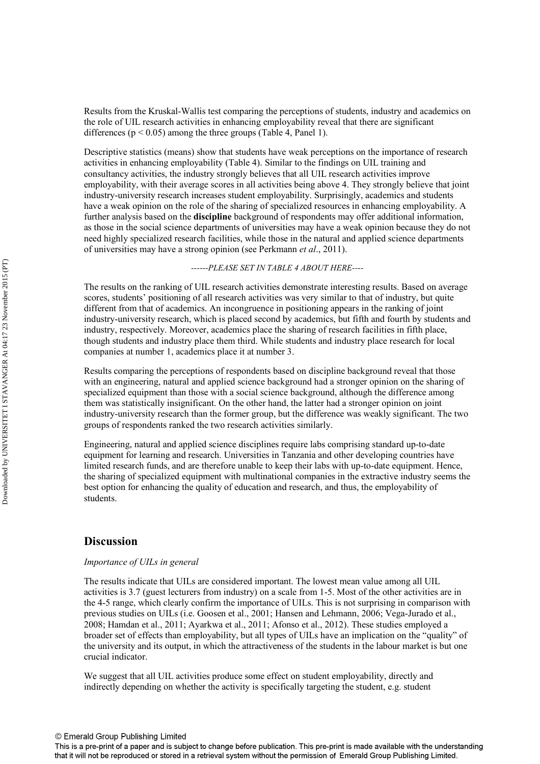Results from the Kruskal-Wallis test comparing the perceptions of students, industry and academics on the role of UIL research activities in enhancing employability reveal that there are significant differences ($p < 0.05$) among the three groups (Table 4, Panel 1).

Descriptive statistics (means) show that students have weak perceptions on the importance of research activities in enhancing employability (Table 4). Similar to the findings on UIL training and consultancy activities, the industry strongly believes that all UIL research activities improve employability, with their average scores in all activities being above 4. They strongly believe that joint industry-university research increases student employability. Surprisingly, academics and students have a weak opinion on the role of the sharing of specialized resources in enhancing employability. A further analysis based on the **discipline** background of respondents may offer additional information, as those in the social science departments of universities may have a weak opinion because they do not need highly specialized research facilities, while those in the natural and applied science departments of universities may have a strong opinion (see Perkmann *et al*., 2011).

*------PLEASE SET IN TABLE 4 ABOUT HERE----*

The results on the ranking of UIL research activities demonstrate interesting results. Based on average scores, students' positioning of all research activities was very similar to that of industry, but quite different from that of academics. An incongruence in positioning appears in the ranking of joint industry-university research, which is placed second by academics, but fifth and fourth by students and industry, respectively. Moreover, academics place the sharing of research facilities in fifth place, though students and industry place them third. While students and industry place research for local companies at number 1, academics place it at number 3.

Results comparing the perceptions of respondents based on discipline background reveal that those with an engineering, natural and applied science background had a stronger opinion on the sharing of specialized equipment than those with a social science background, although the difference among them was statistically insignificant. On the other hand, the latter had a stronger opinion on joint industry-university research than the former group, but the difference was weakly significant. The two groups of respondents ranked the two research activities similarly.

Engineering, natural and applied science disciplines require labs comprising standard up-to-date equipment for learning and research. Universities in Tanzania and other developing countries have limited research funds, and are therefore unable to keep their labs with up-to-date equipment. Hence, the sharing of specialized equipment with multinational companies in the extractive industry seems the best option for enhancing the quality of education and research, and thus, the employability of students.

## Discussion

*Importance of UILs in general*

The results indicate that UILs are considered important. The lowest mean value among all UIL activities is 3.7 (guest lecturers from industry) on a scale from 1-5. Most of the other activities are in the 4-5 range, which clearly confirm the importance of UILs. This is not surprising in comparison with previous studies on UILs (i.e. Goosen et al., 2001; Hansen and Lehmann, 2006; Vega-Jurado et al., 2008; Hamdan et al., 2011; Ayarkwa et al., 2011; Afonso et al., 2012). These studies employed a broader set of effects than employability, but all types of UILs have an implication on the "quality" of the university and its output, in which the attractiveness of the students in the labour market is but one crucial indicator.

We suggest that all UIL activities produce some effect on student employability, directly and indirectly depending on whether the activity is specifically targeting the student, e.g. student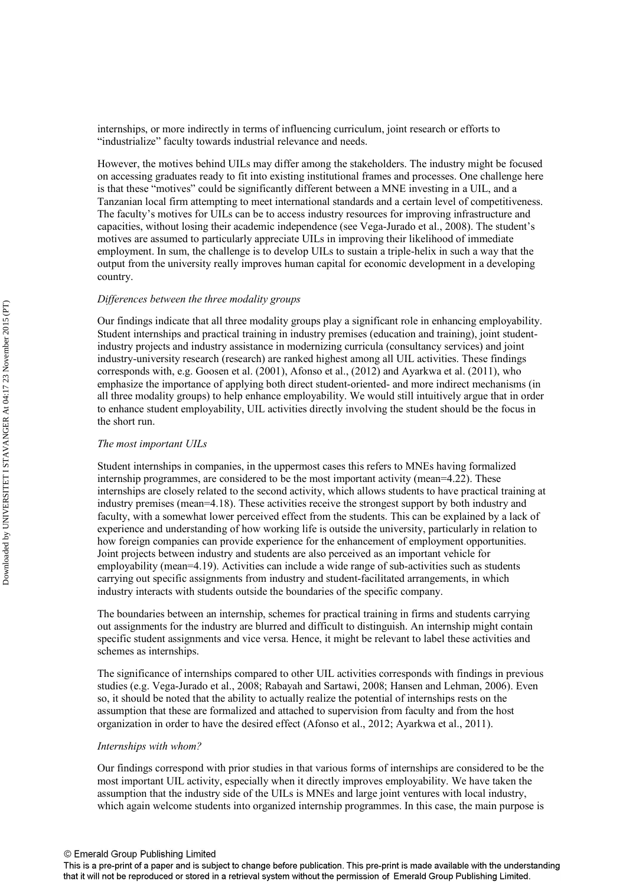internships, or more indirectly in terms of influencing curriculum, joint research or efforts to "industrialize" faculty towards industrial relevance and needs.

However, the motives behind UILs may differ among the stakeholders. The industry might be focused on accessing graduates ready to fit into existing institutional frames and processes. One challenge here is that these "motives" could be significantly different between a MNE investing in a UIL, and a Tanzanian local firm attempting to meet international standards and a certain level of competitiveness. The faculty's motives for UILs can be to access industry resources for improving infrastructure and capacities, without losing their academic independence (see Vega-Jurado et al., 2008). The student's motives are assumed to particularly appreciate UILs in improving their likelihood of immediate employment. In sum, the challenge is to develop UILs to sustain a triple-helix in such a way that the output from the university really improves human capital for economic development in a developing country.

*Differences between the three modality groups*

Our findings indicate that all three modality groups play a significant role in enhancing employability. Student internships and practical training in industry premises (education and training), joint student-industry projects and industry assistance in modernizing curricula (consultancy services) and joint industry-university research (research) are ranked highest among all UIL activities. These findings corresponds with, e.g. Goosen et al. (2001), Afonso et al., (2012) and Ayarkwa et al. (2011), who emphasize the importance of applying both direct student-oriented- and more indirect mechanisms (in all three modality groups) to help enhance employability. We would still intuitively argue that in order to enhance student employability, UIL activities directly involving the student should be the focus in the short run.

*The most important UILs*

Student internships in companies, in the uppermost cases this refers to MNEs having formalized internship programmes, are considered to be the most important activity (mean=4.22). These internships are closely related to the second activity, which allows students to have practical training at industry premises (mean=4.18). These activities receive the strongest support by both industry and faculty, with a somewhat lower perceived effect from the students. This can be explained by a lack of experience and understanding of how working life is outside the university, particularly in relation to how foreign companies can provide experience for the enhancement of employment opportunities. Joint projects between industry and students are also perceived as an important vehicle for employability (mean=4.19). Activities can include a wide range of sub-activities such as students carrying out specific assignments from industry and student-facilitated arrangements, in which industry interacts with students outside the boundaries of the specific company.

The boundaries between an internship, schemes for practical training in firms and students carrying out assignments for the industry are blurred and difficult to distinguish. An internship might contain specific student assignments and vice versa. Hence, it might be relevant to label these activities and schemes as internships.

The significance of internships compared to other UIL activities corresponds with findings in previous studies (e.g. Vega-Jurado et al., 2008; Rabayah and Sartawi, 2008; Hansen and Lehman, 2006). Even so, it should be noted that the ability to actually realize the potential of internships rests on the assumption that these are formalized and attached to supervision from faculty and from the host organization in order to have the desired effect (Afonso et al., 2012; Ayarkwa et al., 2011).

*Internships with whom?*

Our findings correspond with prior studies in that various forms of internships are considered to be the most important UIL activity, especially when it directly improves employability. We have taken the assumption that the industry side of the UILs is MNEs and large joint ventures with local industry, which again welcome students into organized internship programmes. In this case, the main purpose is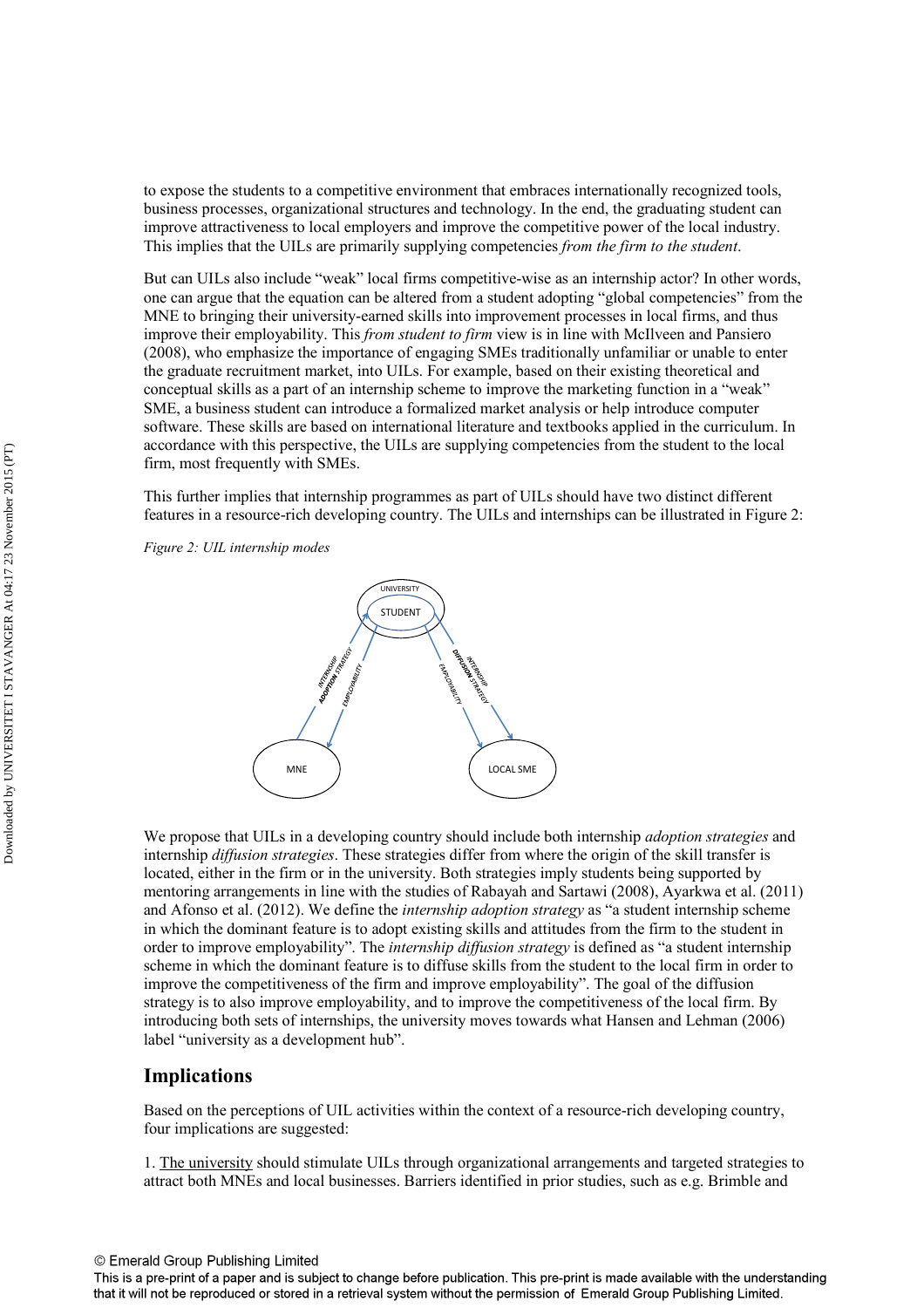to expose the students to a competitive environment that embraces internationally recognized tools, business processes, organizational structures and technology. In the end, the graduating student can improve attractiveness to local employers and improve the competitive power of the local industry. This implies that the UILs are primarily supplying competencies *from the firm to the student*.

But can UILs also include "weak" local firms competitive-wise as an internship actor? In other words, one can argue that the equation can be altered from a student adopting "global competencies" from the MNE to bringing their university-earned skills into improvement processes in local firms, and thus improve their employability. This *from student to firm* view is in line with McIlveen and Pansiero (2008), who emphasize the importance of engaging SMEs traditionally unfamiliar or unable to enter the graduate recruitment market, into UILs. For example, based on their existing theoretical and conceptual skills as a part of an internship scheme to improve the marketing function in a "weak" SME, a business student can introduce a formalized market analysis or help introduce computer software. These skills are based on international literature and textbooks applied in the curriculum. In accordance with this perspective, the UILs are supplying competencies from the student to the local firm, most frequently with SMEs.

This further implies that internship programmes as part of UILs should have two distinct different features in a resource-rich developing country. The UILs and internships can be illustrated in Figure 2:

*Figure 2: UIL internship modes*

We propose that UILs in a developing country should include both internship *adoption strategies* and internship *diffusion strategies*. These strategies differ from where the origin of the skill transfer is located, either in the firm or in the university. Both strategies imply students being supported by mentoring arrangements in line with the studies of Rabayah and Sartawi (2008), Ayarkwa et al. (2011) and Afonso et al. (2012). We define the *internship adoption strategy* as "a student internship scheme in which the dominant feature is to adopt existing skills and attitudes from the firm to the student in order to improve employability". The *internship diffusion strategy* is defined as "a student internship scheme in which the dominant feature is to diffuse skills from the student to the local firm in order to improve the competitiveness of the firm and improve employability". The goal of the diffusion strategy is to also improve employability, and to improve the competitiveness of the local firm. By introducing both sets of internships, the university moves towards what Hansen and Lehman (2006) label "university as a development hub".

## Implications

Based on the perceptions of UIL activities within the context of a resource-rich developing country, four implications are suggested:

1. The university should stimulate UILs through organizational arrangements and targeted strategies to attract both MNEs and local businesses. Barriers identified in prior studies, such as e.g. Brimble and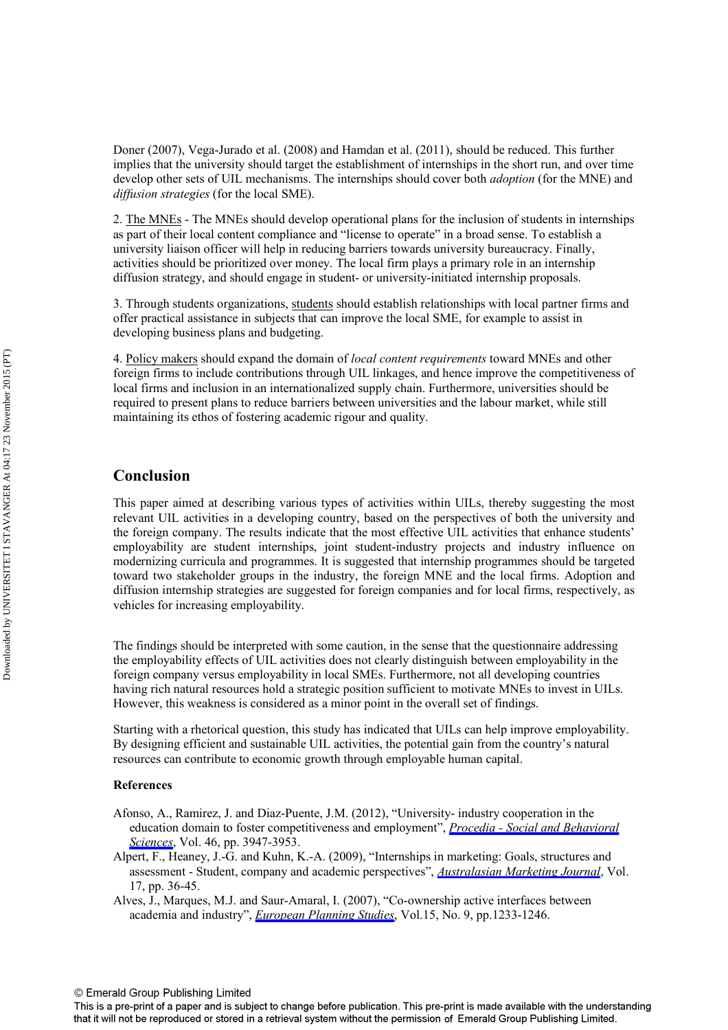Doner (2007), Vega-Jurado et al. (2008) and Hamdan et al. (2011), should be reduced. This further implies that the university should target the establishment of internships in the short run, and over time develop other sets of UIL mechanisms. The internships should cover both *adoption* (for the MNE) and *diffusion strategies* (for the local SME).

2. The MNEs - The MNEs should develop operational plans for the inclusion of students in internships as part of their local content compliance and "license to operate" in a broad sense. To establish a university liaison officer will help in reducing barriers towards university bureaucracy. Finally, activities should be prioritized over money. The local firm plays a primary role in an internship diffusion strategy, and should engage in student- or university-initiated internship proposals.

3. Through students organizations, students should establish relationships with local partner firms and offer practical assistance in subjects that can improve the local SME, for example to assist in developing business plans and budgeting.

4. Policy makers should expand the domain of *local content requirements* toward MNEs and other foreign firms to include contributions through UIL linkages, and hence improve the competitiveness of local firms and inclusion in an internationalized supply chain. Furthermore, universities should be required to present plans to reduce barriers between universities and the labour market, while still maintaining its ethos of fostering academic rigour and quality.

## Conclusion

This paper aimed at describing various types of activities within UILs, thereby suggesting the most relevant UIL activities in a developing country, based on the perspectives of both the university and the foreign company. The results indicate that the most effective UIL activities that enhance students' employability are student internships, joint student-industry projects and industry influence on modernizing curricula and programmes. It is suggested that internship programmes should be targeted toward two stakeholder groups in the industry, the foreign MNE and the local firms. Adoption and diffusion internship strategies are suggested for foreign companies and for local firms, respectively, as vehicles for increasing employability.

The findings should be interpreted with some caution, in the sense that the questionnaire addressing the employability effects of UIL activities does not clearly distinguish between employability in the foreign company versus employability in local SMEs. Furthermore, not all developing countries having rich natural resources hold a strategic position sufficient to motivate MNEs to invest in UILs. However, this weakness is considered as a minor point in the overall set of findings.

Starting with a rhetorical question, this study has indicated that UILs can help improve employability. By designing efficient and sustainable UIL activities, the potential gain from the country's natural resources can contribute to economic growth through employable human capital.

### References

Afonso, A., Ramirez, J. and Diaz-Puente, J.M. (2012), "University- industry cooperation in the education domain to foster competitiveness and employment", *Procedia - Social and Behavioral Sciences*, Vol. 46, pp. 3947-3953.

Alpert, F., Heaney, J.-G. and Kuhn, K.-A. (2009), "Internships in marketing: Goals, structures and assessment - Student, company and academic perspectives", *Australasian Marketing Journal*, Vol. 17, pp. 36-45.

Alves, J., Marques, M.J. and Saur-Amaral, I. (2007), "Co-ownership active interfaces between academia and industry", *European Planning Studies*, Vol.15, No. 9, pp.1233-1246.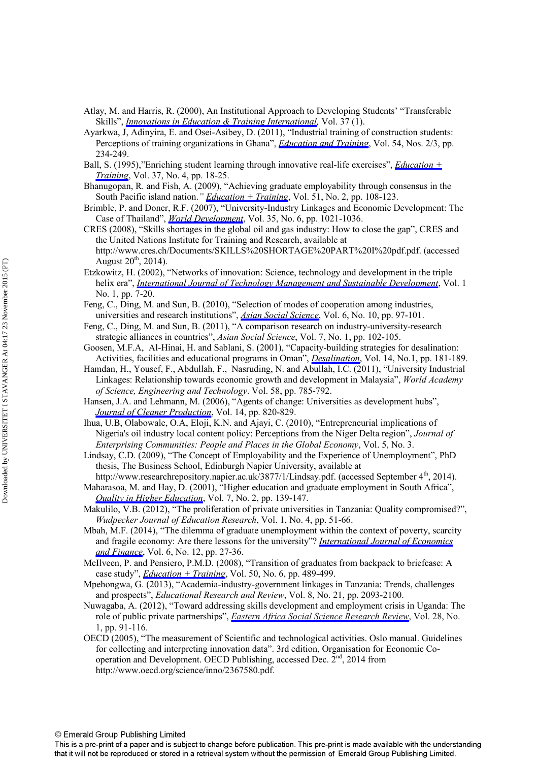Atlay, M. and Harris, R. (2000), An Institutional Approach to Developing Students' "Transferable Skills", *Innovations in Education & Training International,* Vol. 37 (1).

Ayarkwa, J, Adinyira, E. and Osei-Asibey, D. (2011), "Industrial training of construction students: Perceptions of training organizations in Ghana", *Education and Training*, Vol. 54, Nos. 2/3, pp. 234-249.

Ball, S. (1995),"Enriching student learning through innovative real-life exercises", *Education + Training*, Vol. 37, No. 4, pp. 18-25.

Bhanugopan, R. and Fish, A. (2009), "Achieving graduate employability through consensus in the South Pacific island nation." *Education + Training*, Vol. 51, No. 2, pp. 108-123.

Brimble, P. and Doner, R.F. (2007), "University-Industry Linkages and Economic Development: The Case of Thailand", *World Development*, Vol. 35, No. 6, pp. 1021-1036.

CRES (2008), "Skills shortages in the global oil and gas industry: How to close the gap", CRES and the United Nations Institute for Training and Research, available at http://www.cres.ch/Documents/SKILLS%20SHORTAGE%20PART%20I%20pdf.pdf. (accessed August 20th, 2014).

Etzkowitz, H. (2002), "Networks of innovation: Science, technology and development in the triple helix era", *International Journal of Technology Management and Sustainable Development*, Vol. 1 No. 1, pp. 7-20.

Feng, C., Ding, M. and Sun, B. (2010), "Selection of modes of cooperation among industries, universities and research institutions", *Asian Social Science*, Vol. 6, No. 10, pp. 97-101.

Feng, C., Ding, M. and Sun, B. (2011), "A comparison research on industry-university-research strategic alliances in countries", *Asian Social Science*, Vol. 7, No. 1, pp. 102-105.

Goosen, M.F.A, Al-Hinai, H. and Sablani, S. (2001), "Capacity-building strategies for desalination: Activities, facilities and educational programs in Oman", *Desalination*, Vol. 14, No.1, pp. 181-189.

Hamdan, H., Yousef, F., Abdullah, F., Nasruding, N. and Abullah, I.C. (2011), "University Industrial Linkages: Relationship towards economic growth and development in Malaysia", *World Academy of Science, Engineering and Technology*. Vol. 58, pp. 785-792.

Hansen, J.A. and Lehmann, M. (2006), "Agents of change: Universities as development hubs", *Journal of Cleaner Production*, Vol. 14, pp. 820-829.

Ihua, U.B, Olabowale, O.A, Eloji, K.N. and Ajayi, C. (2010), "Entrepreneurial implications of Nigeria's oil industry local content policy: Perceptions from the Niger Delta region", *Journal of Enterprising Communities: People and Places in the Global Economy*, Vol. 5, No. 3.

Lindsay, C.D. (2009), "The Concept of Employability and the Experience of Unemployment", PhD thesis, The Business School, Edinburgh Napier University, available at http://www.researchrepository.napier.ac.uk/3877/1/Lindsay.pdf. (accessed September 4th, 2014).

Maharasoa, M. and Hay, D. (2001), "Higher education and graduate employment in South Africa", *Quality in Higher Education*, Vol. 7, No. 2, pp. 139-147.

Makulilo, V.B. (2012), "The proliferation of private universities in Tanzania: Quality compromised?", *Wudpecker Journal of Education Research*, Vol. 1, No. 4, pp. 51-66.

Mbah, M.F. (2014), "The dilemma of graduate unemployment within the context of poverty, scarcity and fragile economy: Are there lessons for the university"? *International Journal of Economics and Finance*, Vol. 6, No. 12, pp. 27-36.

McIlveen, P. and Pensiero, P.M.D. (2008), "Transition of graduates from backpack to briefcase: A case study", *Education + Training*, Vol. 50, No. 6, pp. 489-499.

Mpehongwa, G. (2013), "Academia-industry-government linkages in Tanzania: Trends, challenges and prospects", *Educational Research and Review*, Vol. 8, No. 21, pp. 2093-2100.

Nuwagaba, A. (2012), "Toward addressing skills development and employment crisis in Uganda: The role of public private partnerships", *Eastern Africa Social Science Research Review*, Vol. 28, No. 1, pp. 91-116.

OECD (2005), "The measurement of Scientific and technological activities. Oslo manual. Guidelines for collecting and interpreting innovation data". 3rd edition, Organisation for Economic Co-operation and Development. OECD Publishing, accessed Dec. 2nd, 2014 from http://www.oecd.org/science/inno/2367580.pdf.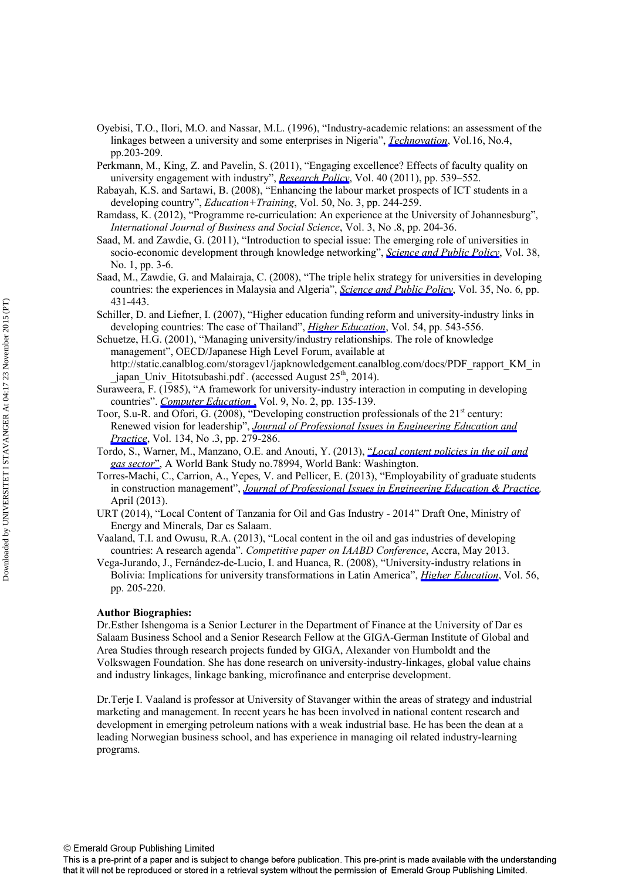Oyebisi, T.O., Ilori, M.O. and Nassar, M.L. (1996), "Industry-academic relations: an assessment of the linkages between a university and some enterprises in Nigeria", *Technovation*, Vol.16, No.4, pp.203-209.

Perkmann, M., King, Z. and Pavelin, S. (2011), "Engaging excellence? Effects of faculty quality on university engagement with industry", *Research Policy*, Vol. 40 (2011), pp. 539–552.

Rabayah, K.S. and Sartawi, B. (2008), "Enhancing the labour market prospects of ICT students in a developing country", *Education+Training*, Vol. 50, No. 3, pp. 244-259.

Ramdass, K. (2012), "Programme re-curriculation: An experience at the University of Johannesburg", *International Journal of Business and Social Science*, Vol. 3, No .8, pp. 204-36.

Saad, M. and Zawdie, G. (2011), "Introduction to special issue: The emerging role of universities in socio-economic development through knowledge networking", *Science and Public Policy*, Vol. 38, No. 1, pp. 3-6.

Saad, M., Zawdie, G. and Malairaja, C. (2008), "The triple helix strategy for universities in developing countries: the experiences in Malaysia and Algeria", *Science and Public Policy*, Vol. 35, No. 6, pp. 431-443.

Schiller, D. and Liefner, I. (2007), "Higher education funding reform and university-industry links in developing countries: The case of Thailand", *Higher Education*, Vol. 54, pp. 543-556.

Schuetze, H.G. (2001), "Managing university/industry relationships. The role of knowledge management", OECD/Japanese High Level Forum, available at http://static.canalblog.com/storagev1/japknowledgement.canalblog.com/docs/PDF_rapport_KM_in_japan_Univ_Hitotsubashi.pdf . (accessed August 25th, 2014).

Suraweera, F. (1985), "A framework for university-industry interaction in computing in developing countries". *Computer Education* , Vol. 9, No. 2, pp. 135-139.

Toor, S.u-R. and Ofori, G. (2008), "Developing construction professionals of the 21st century: Renewed vision for leadership", *Journal of Professional Issues in Engineering Education and Practice*, Vol. 134, No .3, pp. 279-286.

Tordo, S., Warner, M., Manzano, O.E. and Anouti, Y. (2013), "*Local content policies in the oil and gas sector*", A World Bank Study no.78994, World Bank: Washington.

Torres-Machi, C., Carrion, A., Yepes, V. and Pellicer, E. (2013), "Employability of graduate students in construction management", *Journal of Professional Issues in Engineering Education & Practice*, April (2013).

URT (2014), "Local Content of Tanzania for Oil and Gas Industry - 2014" Draft One, Ministry of Energy and Minerals, Dar es Salaam.

Vaaland, T.I. and Owusu, R.A. (2013), "Local content in the oil and gas industries of developing countries: A research agenda". *Competitive paper on IAABD Conference*, Accra, May 2013.

Vega-Jurando, J., Fernández-de-Lucio, I. and Huanca, R. (2008), "University-industry relations in Bolivia: Implications for university transformations in Latin America", *Higher Education*, Vol. 56, pp. 205-220.

**Author Biographies:**

Dr.Esther Ishengoma is a Senior Lecturer in the Department of Finance at the University of Dar es Salaam Business School and a Senior Research Fellow at the GIGA-German Institute of Global and Area Studies through research projects funded by GIGA, Alexander von Humboldt and the Volkswagen Foundation. She has done research on university-industry-linkages, global value chains and industry linkages, linkage banking, microfinance and enterprise development.

Dr.Terje I. Vaaland is professor at University of Stavanger within the areas of strategy and industrial marketing and management. In recent years he has been involved in national content research and development in emerging petroleum nations with a weak industrial base. He has been the dean at a leading Norwegian business school, and has experience in managing oil related industry-learning programs.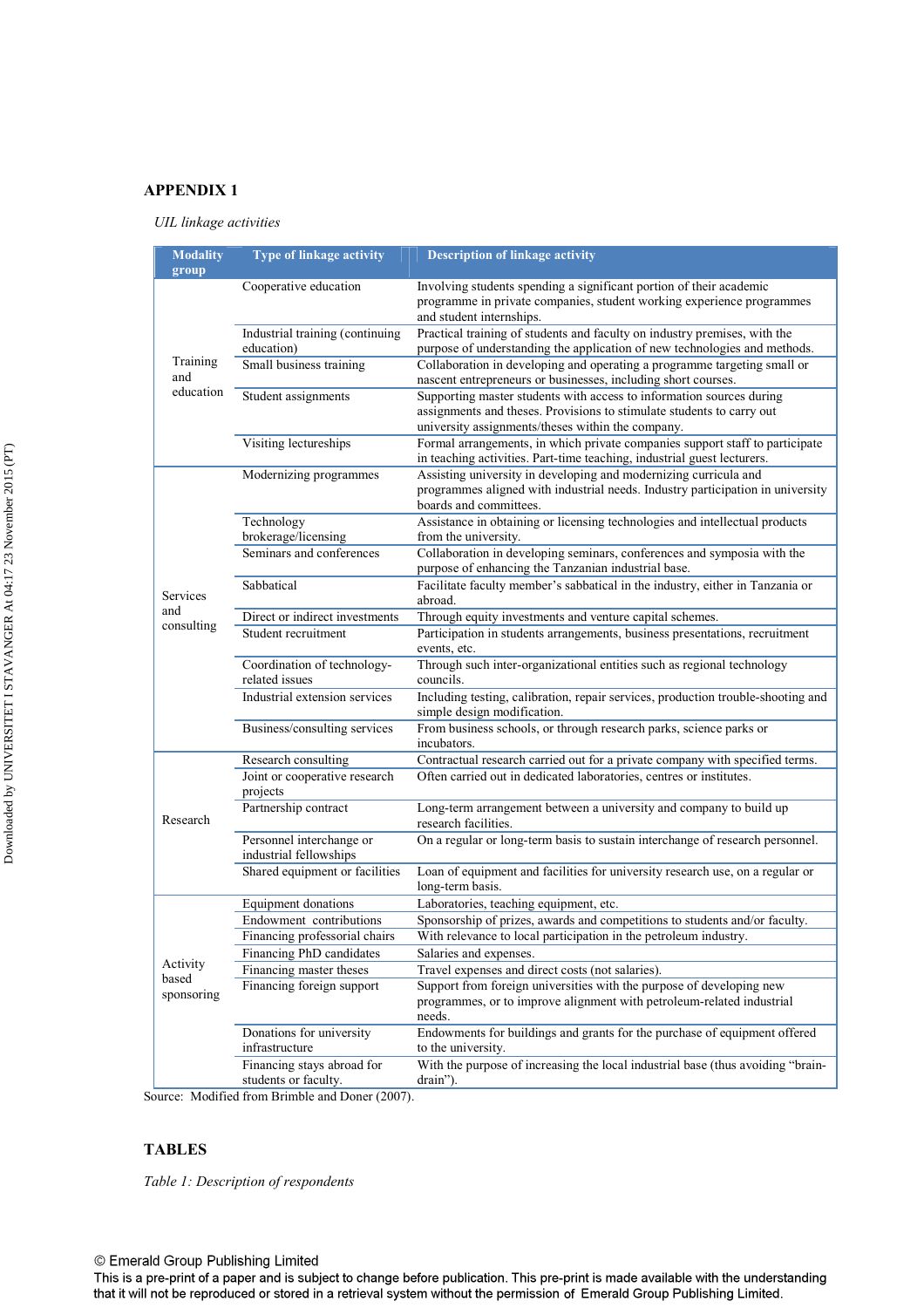## APPENDIX 1

*UIL linkage activities*

| Modality group | Type of linkage activity | Description of linkage activity |
|---|---|---|
| Training and education | Cooperative education | Involving students spending a significant portion of their academic programme in private companies, student working experience programmes and student internships. |
| | Industrial training (continuing education) | Practical training of students and faculty on industry premises, with the purpose of understanding the application of new technologies and methods. |
| | Small business training | Collaboration in developing and operating a programme targeting small or nascent entrepreneurs or businesses, including short courses. |
| | Student assignments | Supporting master students with access to information sources during assignments and theses. Provisions to stimulate students to carry out university assignments/theses within the company. |
| | Visiting lectureships | Formal arrangements, in which private companies support staff to participate in teaching activities. Part-time teaching, industrial guest lecturers. |
| Services and consulting | Modernizing programmes | Assisting university in developing and modernizing curricula and programmes aligned with industrial needs. Industry participation in university boards and committees. |
| | Technology brokerage/licensing | Assistance in obtaining or licensing technologies and intellectual products from the university. |
| | Seminars and conferences | Collaboration in developing seminars, conferences and symposia with the purpose of enhancing the Tanzanian industrial base. |
| | Sabbatical | Facilitate faculty member's sabbatical in the industry, either in Tanzania or abroad. |
| | Direct or indirect investments | Through equity investments and venture capital schemes. |
| | Student recruitment | Participation in students arrangements, business presentations, recruitment events, etc. |
| | Coordination of technology-related issues | Through such inter-organizational entities such as regional technology councils. |
| | Industrial extension services | Including testing, calibration, repair services, production trouble-shooting and simple design modification. |
| | Business/consulting services | From business schools, or through research parks, science parks or incubators. |
| Research | Research consulting | Contractual research carried out for a private company with specified terms. |
| | Joint or cooperative research projects | Often carried out in dedicated laboratories, centres or institutes. |
| | Partnership contract | Long-term arrangement between a university and company to build up research facilities. |
| | Personnel interchange or industrial fellowships | On a regular or long-term basis to sustain interchange of research personnel. |
| | Shared equipment or facilities | Loan of equipment and facilities for university research use, on a regular or long-term basis. |
| Activity based sponsoring | Equipment donations | Laboratories, teaching equipment, etc. |
| | Endowment contributions | Sponsorship of prizes, awards and competitions to students and/or faculty. |
| | Financing professorial chairs | With relevance to local participation in the petroleum industry. |
| | Financing PhD candidates | Salaries and expenses. |
| | Financing master theses | Travel expenses and direct costs (not salaries). |
| | Financing foreign support | Support from foreign universities with the purpose of developing new programmes, or to improve alignment with petroleum-related industrial needs. |
| | Donations for university infrastructure | Endowments for buildings and grants for the purchase of equipment offered to the university. |
| | Financing stays abroad for students or faculty. | With the purpose of increasing the local industrial base (thus avoiding "brain-drain"). |

Source: Modified from Brimble and Doner (2007).

## TABLES

*Table 1: Description of respondents*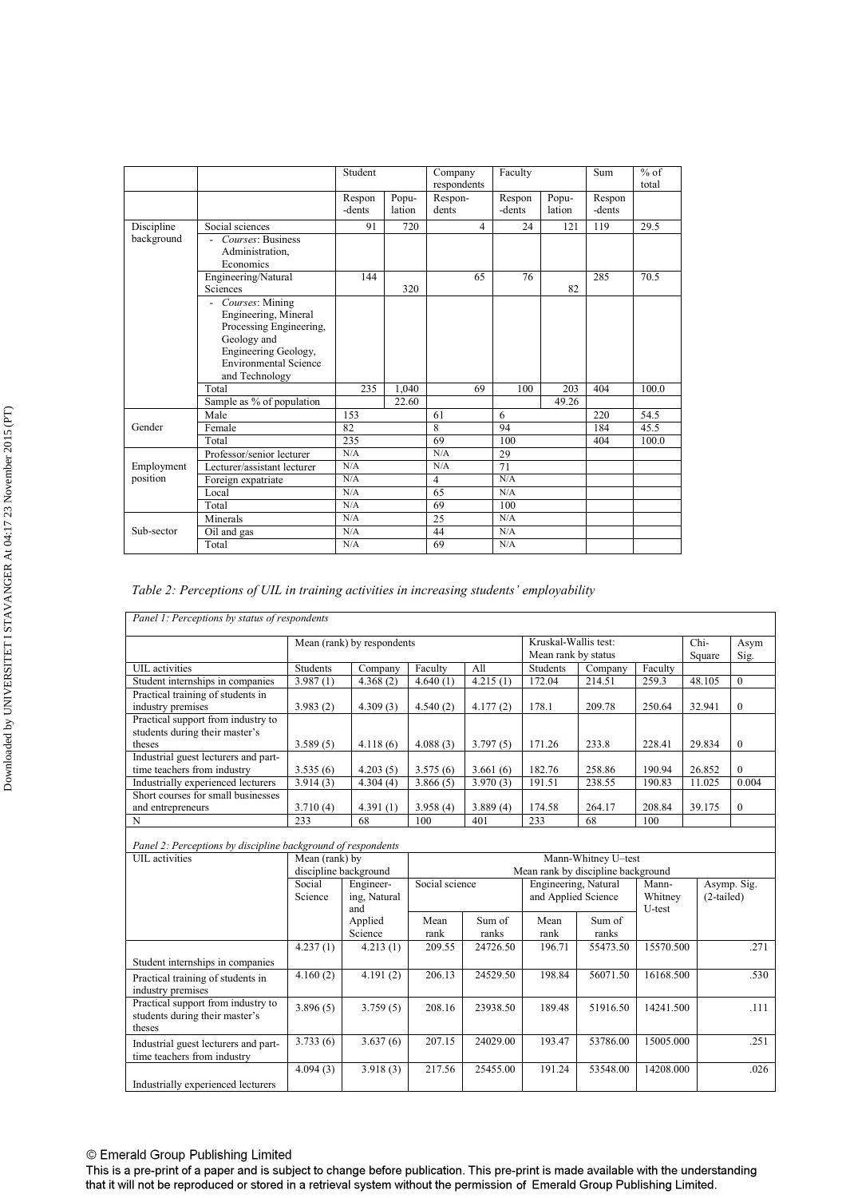| | | Student | | Company respondents | Faculty | | Sum | % of total |
|---|---|---|---|---|---|---|---|---|
| | | Respon-dents | Popu-lation | Respon-dents | Respon-dents | Popu-lation | Respon-dents | |
| Discipline background | Social sciences | 91 | 720 | 4 | 24 | 121 | 119 | 29.5 |
| | - *Courses*: Business Administration, Economics | | | | | | | |
| | Engineering/Natural Sciences | 144 | 320 | 65 | 76 | 82 | 285 | 70.5 |
| | - *Courses*: Mining Engineering, Mineral Processing Engineering, Geology and Engineering Geology, Environmental Science and Technology | | | | | | | |
| | Total | 235 | 1,040 | 69 | 100 | 203 | 404 | 100.0 |
| | Sample as % of population | | 22.60 | | | 49.26 | | |
| Gender | Male | 153 | | 61 | 6 | | 220 | 54.5 |
| | Female | 82 | | 8 | 94 | | 184 | 45.5 |
| | Total | 235 | | 69 | 100 | | 404 | 100.0 |
| Employment position | Professor/senior lecturer | N/A | | N/A | 29 | | | |
| | Lecturer/assistant lecturer | N/A | | N/A | 71 | | | |
| | Foreign expatriate | N/A | | 4 | N/A | | | |
| | Local | N/A | | 65 | N/A | | | |
| | Total | N/A | | 69 | 100 | | | |
| Sub-sector | Minerals | N/A | | 25 | N/A | | | |
| | Oil and gas | N/A | | 44 | N/A | | | |
| | Total | N/A | | 69 | N/A | | | |

*Table 2: Perceptions of UIL in training activities in increasing students' employability*

*Panel 1: Perceptions by status of respondents*

| | Mean (rank) by respondents | | | | Kruskal-Wallis test: Mean rank by status | | | Chi-Square | Asym Sig. |
|---|---|---|---|---|---|---|---|---|---|
| UIL activities | Students | Company | Faculty | All | Students | Company | Faculty | | |
| Student internships in companies | 3.987 (1) | 4.368 (2) | 4.640 (1) | 4.215 (1) | 172.04 | 214.51 | 259.3 | 48.105 | 0 |
| Practical training of students in industry premises | 3.983 (2) | 4.309 (3) | 4.540 (2) | 4.177 (2) | 178.1 | 209.78 | 250.64 | 32.941 | 0 |
| Practical support from industry to students during their master's theses | 3.589 (5) | 4.118 (6) | 4.088 (3) | 3.797 (5) | 171.26 | 233.8 | 228.41 | 29.834 | 0 |
| Industrial guest lecturers and part-time teachers from industry | 3.535 (6) | 4.203 (5) | 3.575 (6) | 3.661 (6) | 182.76 | 258.86 | 190.94 | 26.852 | 0 |
| Industrially experienced lecturers | 3.914 (3) | 4.304 (4) | 3.866 (5) | 3.970 (3) | 191.51 | 238.55 | 190.83 | 11.025 | 0.004 |
| Short courses for small businesses and entrepreneurs | 3.710 (4) | 4.391 (1) | 3.958 (4) | 3.889 (4) | 174.58 | 264.17 | 208.84 | 39.175 | 0 |
| N | 233 | 68 | 100 | 401 | 233 | 68 | 100 | | |

*Panel 2: Perceptions by discipline background of respondents*

| UIL activities | Mean (rank) by discipline background | | Mann-Whitney U–test Mean rank by discipline background | | | | | |
|---|---|---|---|---|---|---|---|---|
| | Social Science | Engineering, Natural and Applied Science | Social science | | Engineering, Natural and Applied Science | | Mann-Whitney U-test | Asymp. Sig. (2-tailed) |
| | | | Mean rank | Sum of ranks | Mean rank | Sum of ranks | | |
| Student internships in companies | 4.237 (1) | 4.213 (1) | 209.55 | 24726.50 | 196.71 | 55473.50 | 15570.500 | .271 |
| Practical training of students in industry premises | 4.160 (2) | 4.191 (2) | 206.13 | 24529.50 | 198.84 | 56071.50 | 16168.500 | .530 |
| Practical support from industry to students during their master's theses | 3.896 (5) | 3.759 (5) | 208.16 | 23938.50 | 189.48 | 51916.50 | 14241.500 | .111 |
| Industrial guest lecturers and part-time teachers from industry | 3.733 (6) | 3.637 (6) | 207.15 | 24029.00 | 193.47 | 53786.00 | 15005.000 | .251 |
| Industrially experienced lecturers | 4.094 (3) | 3.918 (3) | 217.56 | 25455.00 | 191.24 | 53548.00 | 14208.000 | .026 |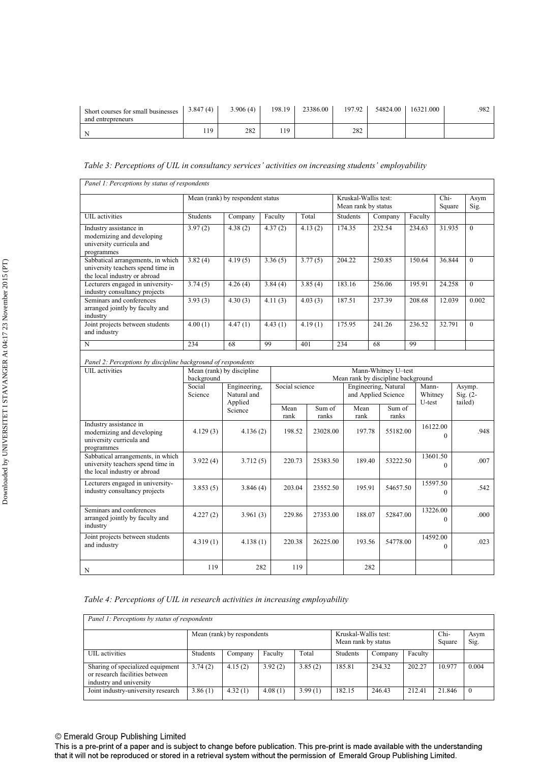| Short courses for small businesses and entrepreneurs | 3.847 (4) | 3.906 (4) | 198.19 | 23386.00 | 197.92 | 54824.00 | 16321.000 | .982 |
|---|---|---|---|---|---|---|---|---|
| N | 119 | 282 | 119 | | 282 | | | |

*Table 3: Perceptions of UIL in consultancy services' activities on increasing students' employability*

*Panel 1: Perceptions by status of respondents*

| | Mean (rank) by respondent status | | | | Kruskal-Wallis test: Mean rank by status | | | Chi-Square | Asym Sig. |
|---|---|---|---|---|---|---|---|---|---|
| UIL activities | Students | Company | Faculty | Total | Students | Company | Faculty | | |
| Industry assistance in modernizing and developing university curricula and programmes | 3.97 (2) | 4.38 (2) | 4.37 (2) | 4.13 (2) | 174.35 | 232.54 | 234.63 | 31.935 | 0 |
| Sabbatical arrangements, in which university teachers spend time in the local industry or abroad | 3.82 (4) | 4.19 (5) | 3.36 (5) | 3.77 (5) | 204.22 | 250.85 | 150.64 | 36.844 | 0 |
| Lecturers engaged in university-industry consultancy projects | 3.74 (5) | 4.26 (4) | 3.84 (4) | 3.85 (4) | 183.16 | 256.06 | 195.91 | 24.258 | 0 |
| Seminars and conferences arranged jointly by faculty and industry | 3.93 (3) | 4.30 (3) | 4.11 (3) | 4.03 (3) | 187.51 | 237.39 | 208.68 | 12.039 | 0.002 |
| Joint projects between students and industry | 4.00 (1) | 4.47 (1) | 4.43 (1) | 4.19 (1) | 175.95 | 241.26 | 236.52 | 32.791 | 0 |
| N | 234 | 68 | 99 | 401 | 234 | 68 | 99 | | |

*Panel 2: Perceptions by discipline background of respondents*

| UIL activities | Mean (rank) by discipline background | | Mann-Whitney U–test Mean rank by discipline background | | | | | |
|---|---|---|---|---|---|---|---|---|
| | Social Science | Engineering, Natural and Applied Science | Social science | | Engineering, Natural and Applied Science | | Mann-Whitney U-test | Asymp. Sig. (2-tailed) |
| | | | Mean rank | Sum of ranks | Mean rank | Sum of ranks | | |
| Industry assistance in modernizing and developing university curricula and programmes | 4.129 (3) | 4.136 (2) | 198.52 | 23028.00 | 197.78 | 55182.00 | 16122.000 | .948 |
| Sabbatical arrangements, in which university teachers spend time in the local industry or abroad | 3.922 (4) | 3.712 (5) | 220.73 | 25383.50 | 189.40 | 53222.50 | 13601.500 | .007 |
| Lecturers engaged in university-industry consultancy projects | 3.853 (5) | 3.846 (4) | 203.04 | 23552.50 | 195.91 | 54657.50 | 15597.500 | .542 |
| Seminars and conferences arranged jointly by faculty and industry | 4.227 (2) | 3.961 (3) | 229.86 | 27353.00 | 188.07 | 52847.00 | 13226.000 | .000 |
| Joint projects between students and industry | 4.319 (1) | 4.138 (1) | 220.38 | 26225.00 | 193.56 | 54778.00 | 14592.000 | .023 |
| N | 119 | 282 | 119 | | 282 | | | |

*Table 4: Perceptions of UIL in research activities in increasing employability*

*Panel 1: Perceptions by status of respondents*

| | Mean (rank) by respondents | | | | Kruskal-Wallis test: Mean rank by status | | | Chi-Square | Asym Sig. |
|---|---|---|---|---|---|---|---|---|---|
| UIL activities | Students | Company | Faculty | Total | Students | Company | Faculty | | |
| Sharing of specialized equipment or research facilities between industry and university | 3.74 (2) | 4.15 (2) | 3.92 (2) | 3.85 (2) | 185.81 | 234.32 | 202.27 | 10.977 | 0.004 |
| Joint industry-university research | 3.86 (1) | 4.32 (1) | 4.08 (1) | 3.99 (1) | 182.15 | 246.43 | 212.41 | 21.846 | 0 |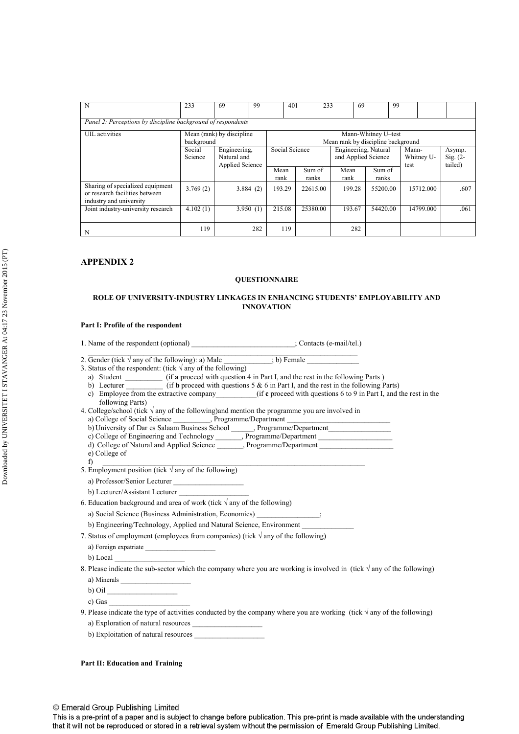| N | 233 | 69 | 99 | 401 | 233 | 69 | 99 | | |
|---|---|---|---|---|---|---|---|---|---|
| *Panel 2: Perceptions by discipline background of respondents* | | | | | | | | | |

| UIL activities | Mean (rank) by discipline background | | Mann-Whitney U–test Mean rank by discipline background | | | | | |
|---|---|---|---|---|---|---|---|---|
| | Social Science | Engineering, Natural and Applied Science | Social Science | | Engineering, Natural and Applied Science | | Mann-Whitney U-test | Asymp. Sig. (2-tailed) |
| | | | Mean rank | Sum of ranks | Mean rank | Sum of ranks | | |
| Sharing of specialized equipment or research facilities between industry and university | 3.769 (2) | 3.884 (2) | 193.29 | 22615.00 | 199.28 | 55200.00 | 15712.000 | .607 |
| Joint industry-university research | 4.102 (1) | 3.950 (1) | 215.08 | 25380.00 | 193.67 | 54420.00 | 14799.000 | .061 |
| N | 119 | 282 | 119 | | 282 | | | |

## APPENDIX 2

### QUESTIONNAIRE

### ROLE OF UNIVERSITY-INDUSTRY LINKAGES IN ENHANCING STUDENTS' EMPLOYABILITY AND INNOVATION

**Part I: Profile of the respondent**

1. Name of the respondent (optional) ____________________________; Contacts (e-mail/tel.) ______________________________________________________________________________
2. Gender (tick √ any of the following): a) Male _____________; b) Female ______________
3. Status of the respondent: (tick √ any of the following)
   a) Student __________ (if **a** proceed with question 4 in Part I, and the rest in the following Parts )
   b) Lecturer __________ (if **b** proceed with questions 5 & 6 in Part I, and the rest in the following Parts)
   c) Employee from the extractive company___________(if **c** proceed with questions 6 to 9 in Part I, and the rest in the following Parts)
4. College/school (tick √ any of the following)and mention the programme you are involved in
   a) College of Social Science __________, Programme/Department ____________________________
   b) University of Dar es Salaam Business School ______, Programme/Department_________________
   c) College of Engineering and Technology _______, Programme/Department ____________________
   d) College of Natural and Applied Science _______, Programme/Department ____________________
   e) College of
   f) ___________________________________________________________________________
5. Employment position (tick √ any of the following)
   a) Professor/Senior Lecturer ___________________
   b) Lecturer/Assistant Lecturer ___________________
6. Education background and area of work (tick √ any of the following)
   a) Social Science (Business Administration, Economics) _________________;
   b) Engineering/Technology, Applied and Natural Science, Environment ______________
7. Status of employment (employees from companies) (tick √ any of the following)
   a) Foreign expatriate ____________________
   b) Local ___________________
8. Please indicate the sub-sector which the company where you are working is involved in (tick √ any of the following)
   a) Minerals ___________________
   b) Oil ___________________
   c) Gas ______________________
9. Please indicate the type of activities conducted by the company where you are working (tick √ any of the following)
   a) Exploration of natural resources ___________________
   b) Exploitation of natural resources ___________________

**Part II: Education and Training**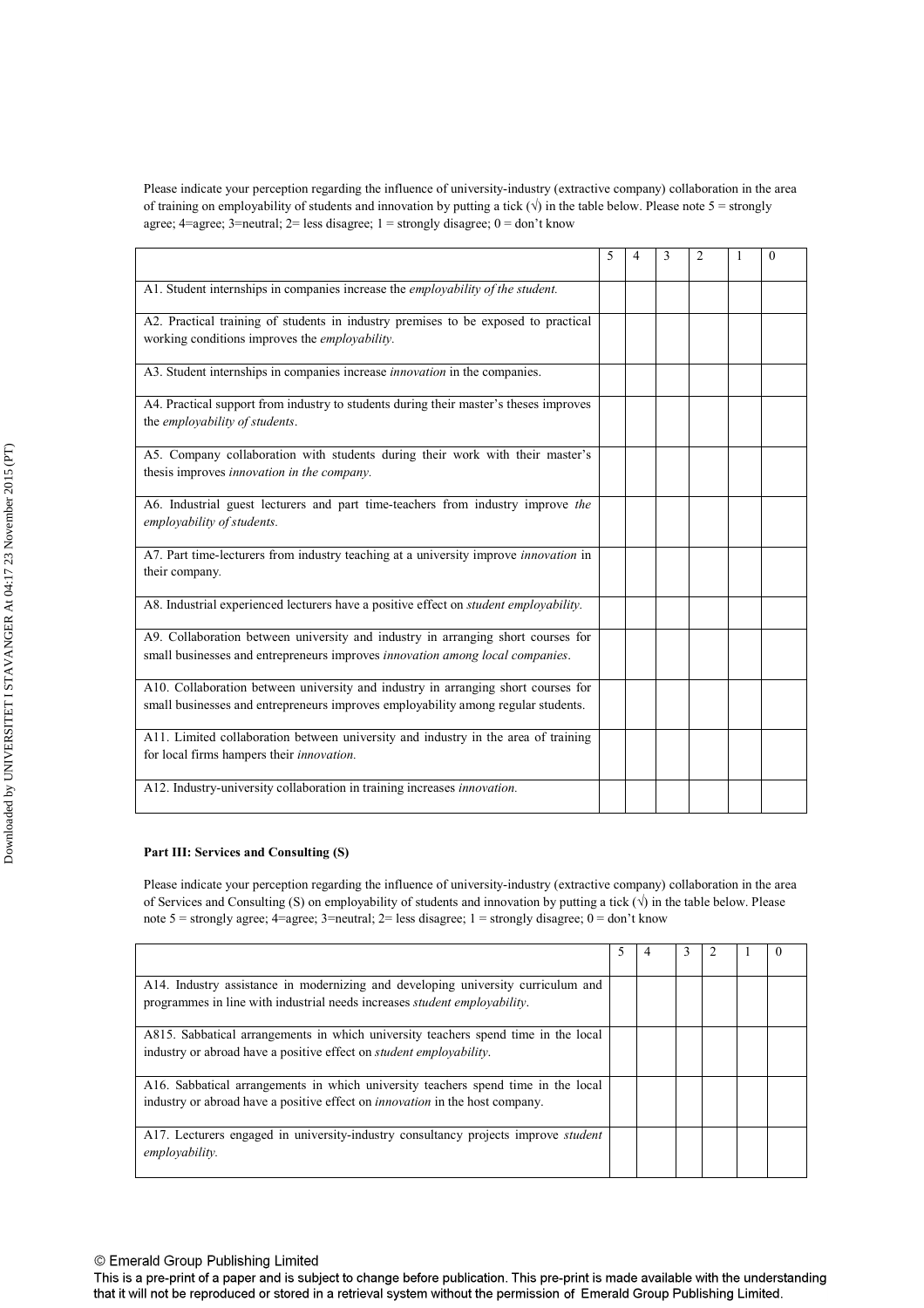Please indicate your perception regarding the influence of university-industry (extractive company) collaboration in the area of training on employability of students and innovation by putting a tick (√) in the table below. Please note 5 = strongly agree; 4=agree; 3=neutral; 2= less disagree; 1 = strongly disagree; 0 = don't know

| | 5 | 4 | 3 | 2 | 1 | 0 |
|---|---|---|---|---|---|---|
| A1. Student internships in companies increase the *employability of the student.* | | | | | | |
| A2. Practical training of students in industry premises to be exposed to practical working conditions improves the *employability.* | | | | | | |
| A3. Student internships in companies increase *innovation* in the companies. | | | | | | |
| A4. Practical support from industry to students during their master's theses improves the *employability of students*. | | | | | | |
| A5. Company collaboration with students during their work with their master's thesis improves *innovation in the company.* | | | | | | |
| A6. Industrial guest lecturers and part time-teachers from industry improve *the employability of students.* | | | | | | |
| A7. Part time-lecturers from industry teaching at a university improve *innovation* in their company. | | | | | | |
| A8. Industrial experienced lecturers have a positive effect on *student employability.* | | | | | | |
| A9. Collaboration between university and industry in arranging short courses for small businesses and entrepreneurs improves *innovation among local companies*. | | | | | | |
| A10. Collaboration between university and industry in arranging short courses for small businesses and entrepreneurs improves employability among regular students. | | | | | | |
| A11. Limited collaboration between university and industry in the area of training for local firms hampers their *innovation.* | | | | | | |
| A12. Industry-university collaboration in training increases *innovation.* | | | | | | |

**Part III: Services and Consulting (S)**

Please indicate your perception regarding the influence of university-industry (extractive company) collaboration in the area of Services and Consulting (S) on employability of students and innovation by putting a tick (√) in the table below. Please note 5 = strongly agree; 4=agree; 3=neutral; 2= less disagree; 1 = strongly disagree; 0 = don't know

| | 5 | 4 | 3 | 2 | 1 | 0 |
|---|---|---|---|---|---|---|
| A14. Industry assistance in modernizing and developing university curriculum and programmes in line with industrial needs increases *student employability*. | | | | | | |
| A815. Sabbatical arrangements in which university teachers spend time in the local industry or abroad have a positive effect on *student employability*. | | | | | | |
| A16. Sabbatical arrangements in which university teachers spend time in the local industry or abroad have a positive effect on *innovation* in the host company. | | | | | | |
| A17. Lecturers engaged in university-industry consultancy projects improve *student employability.* | | | | | | |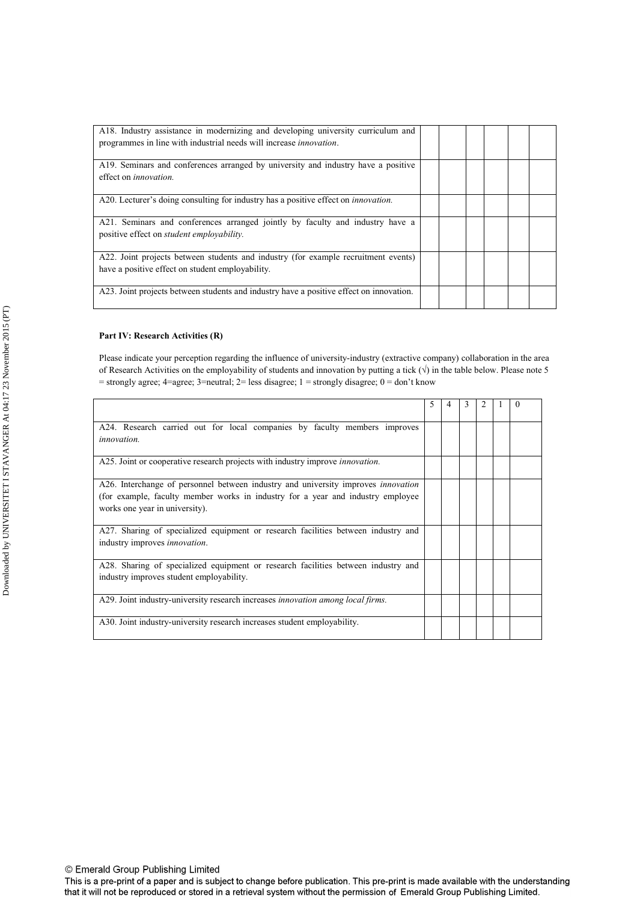| | | | | | | |
|---|---|---|---|---|---|---|
| A18. Industry assistance in modernizing and developing university curriculum and programmes in line with industrial needs will increase *innovation*. | | | | | | |
| A19. Seminars and conferences arranged by university and industry have a positive effect on *innovation.* | | | | | | |
| A20. Lecturer's doing consulting for industry has a positive effect on *innovation.* | | | | | | |
| A21. Seminars and conferences arranged jointly by faculty and industry have a positive effect on *student employability.* | | | | | | |
| A22. Joint projects between students and industry (for example recruitment events) have a positive effect on student employability. | | | | | | |
| A23. Joint projects between students and industry have a positive effect on innovation. | | | | | | |

**Part IV: Research Activities (R)**

Please indicate your perception regarding the influence of university-industry (extractive company) collaboration in the area of Research Activities on the employability of students and innovation by putting a tick (√) in the table below. Please note 5 = strongly agree; 4=agree; 3=neutral; 2= less disagree; 1 = strongly disagree; 0 = don't know

| | 5 | 4 | 3 | 2 | 1 | 0 |
|---|---|---|---|---|---|---|
| A24. Research carried out for local companies by faculty members improves *innovation.* | | | | | | |
| A25. Joint or cooperative research projects with industry improve *innovation.* | | | | | | |
| A26. Interchange of personnel between industry and university improves *innovation* (for example, faculty member works in industry for a year and industry employee works one year in university). | | | | | | |
| A27. Sharing of specialized equipment or research facilities between industry and industry improves *innovation*. | | | | | | |
| A28. Sharing of specialized equipment or research facilities between industry and industry improves student employability. | | | | | | |
| A29. Joint industry-university research increases *innovation among local firms.* | | | | | | |
| A30. Joint industry-university research increases student employability. | | | | | | |